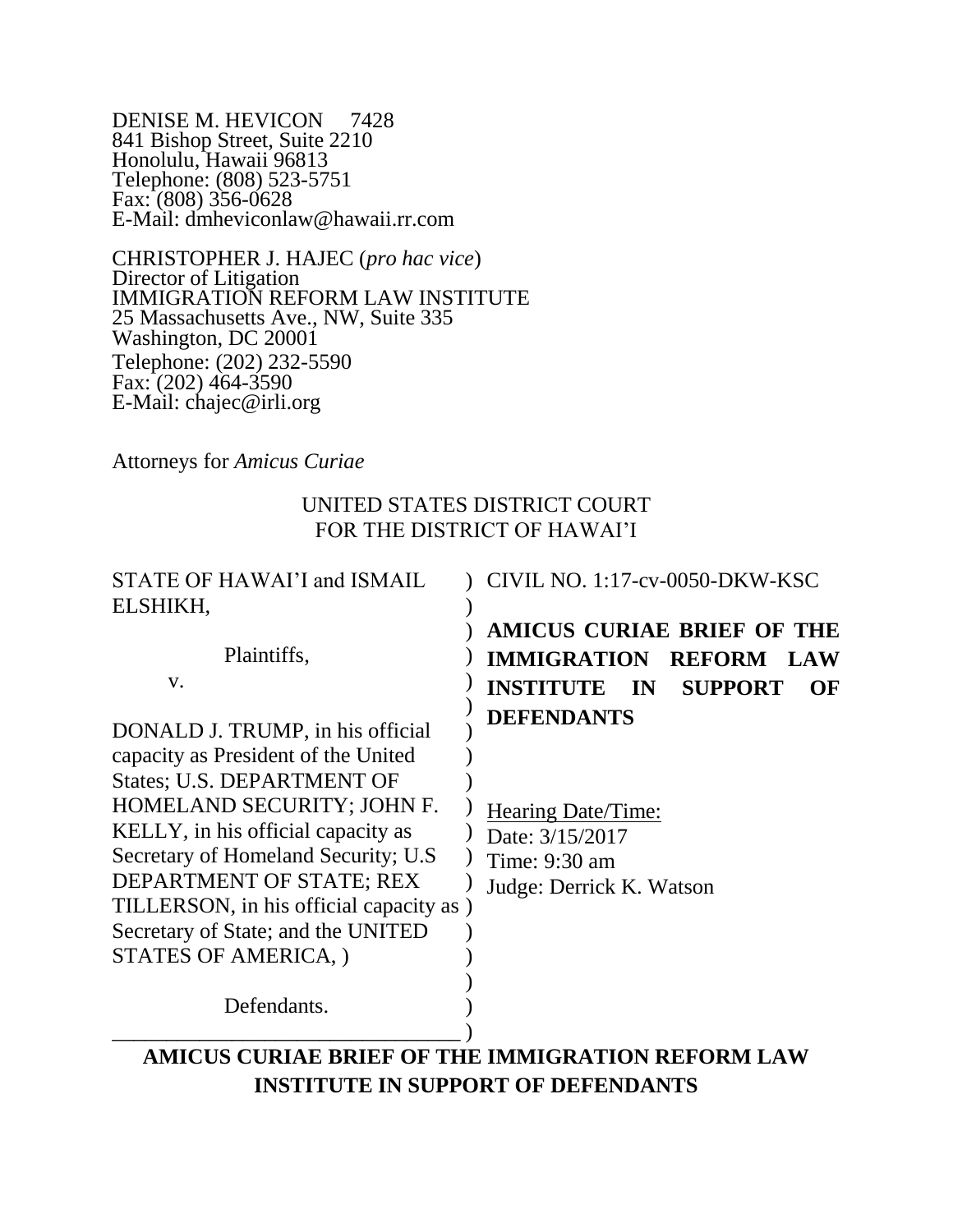DENISE M. HEVICON 7428
841 Bishop Street, Suite 2210
Honolulu, Hawaii 96813
Telephone: (808) 523-5751
Fax: (808) 356-0628
E-Mail: dmheviconlaw@hawaii.rr.com

CHRISTOPHER J. HAJEC (*pro hac vice*)
Director of Litigation
IMMIGRATION REFORM LAW INSTITUTE
25 Massachusetts Ave., NW, Suite 335
Washington, DC 20001
Telephone: (202) 232-5590
Fax: (202) 464-3590
E-Mail: chajec@irli.org

Attorneys for *Amicus Curiae*

UNITED STATES DISTRICT COURT
FOR THE DISTRICT OF HAWAI'I

| | |
|---|---|
| STATE OF HAWAI'I and ISMAIL ELSHIKH,<br><br>Plaintiffs,<br><br>v.<br><br>DONALD J. TRUMP, in his official capacity as President of the United States; U.S. DEPARTMENT OF HOMELAND SECURITY; JOHN F. KELLY, in his official capacity as Secretary of Homeland Security; U.S DEPARTMENT OF STATE; REX TILLERSON, in his official capacity as Secretary of State; and the UNITED STATES OF AMERICA, )<br><br>Defendants. | CIVIL NO. 1:17-cv-0050-DKW-KSC<br><br>**AMICUS CURIAE BRIEF OF THE IMMIGRATION REFORM LAW INSTITUTE IN SUPPORT OF DEFENDANTS**<br><br>Hearing Date/Time:<br>Date: 3/15/2017<br>Time: 9:30 am<br>Judge: Derrick K. Watson |

**AMICUS CURIAE BRIEF OF THE IMMIGRATION REFORM LAW INSTITUTE IN SUPPORT OF DEFENDANTS**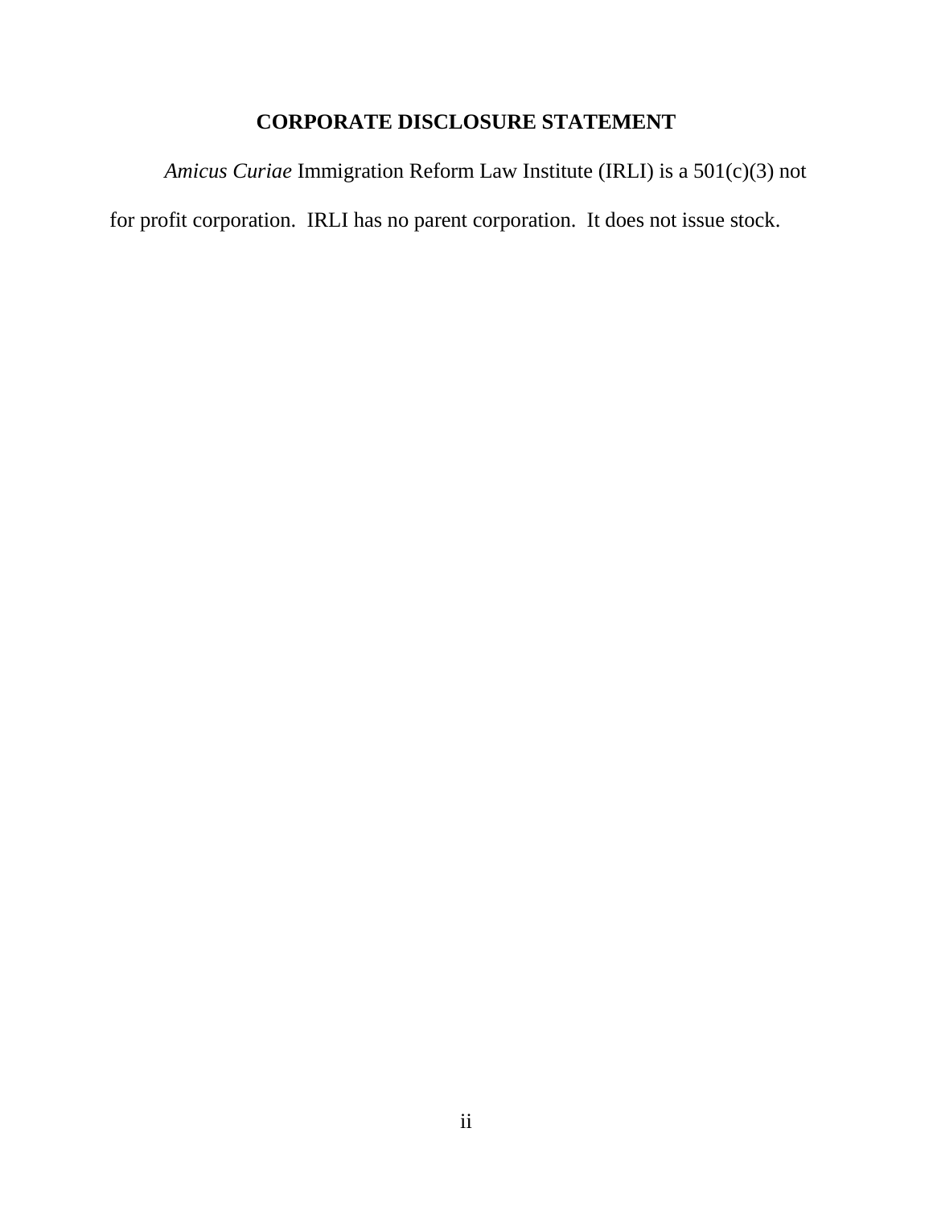## CORPORATE DISCLOSURE STATEMENT

*Amicus Curiae* Immigration Reform Law Institute (IRLI) is a 501(c)(3) not for profit corporation. IRLI has no parent corporation. It does not issue stock.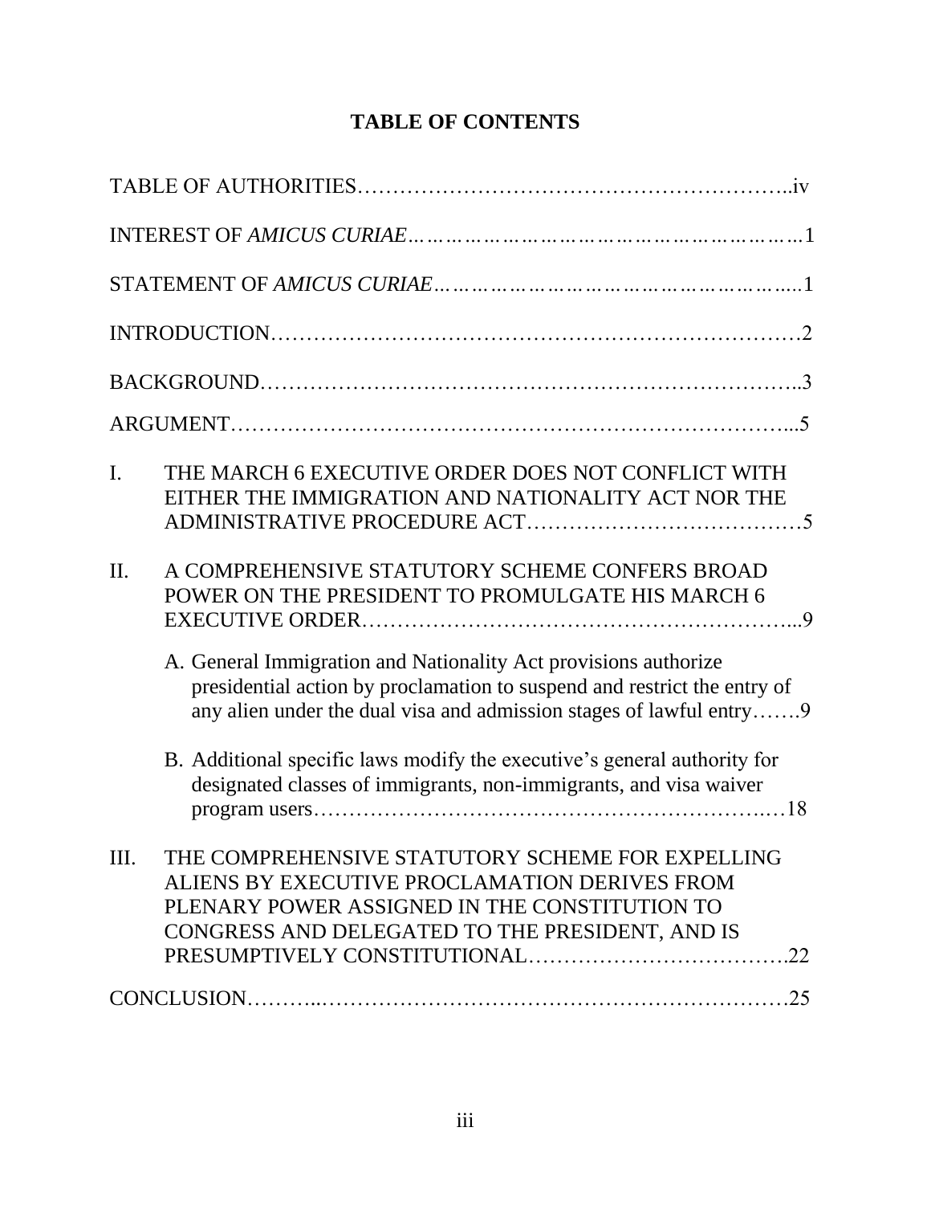# TABLE OF CONTENTS

TABLE OF AUTHORITIES………………………………………………….iv

INTEREST OF *AMICUS CURIAE*……………………………………………………1

STATEMENT OF *AMICUS CURIAE*………………………………………………..1

INTRODUCTION………………………………………………………………2

BACKGROUND……………………………………………………………..3

ARGUMENT…………………………………………………………………...5

I. THE MARCH 6 EXECUTIVE ORDER DOES NOT CONFLICT WITH EITHER THE IMMIGRATION AND NATIONALITY ACT NOR THE ADMINISTRATIVE PROCEDURE ACT…………………………………5

II. A COMPREHENSIVE STATUTORY SCHEME CONFERS BROAD POWER ON THE PRESIDENT TO PROMULGATE HIS MARCH 6 EXECUTIVE ORDER…………………………………………………...9

   A. General Immigration and Nationality Act provisions authorize presidential action by proclamation to suspend and restrict the entry of any alien under the dual visa and admission stages of lawful entry…….9

   B. Additional specific laws modify the executive's general authority for designated classes of immigrants, non-immigrants, and visa waiver program users……………………………………………………..…18

III. THE COMPREHENSIVE STATUTORY SCHEME FOR EXPELLING ALIENS BY EXECUTIVE PROCLAMATION DERIVES FROM PLENARY POWER ASSIGNED IN THE CONSTITUTION TO CONGRESS AND DELEGATED TO THE PRESIDENT, AND IS PRESUMPTIVELY CONSTITUTIONAL……………………………….22

CONCLUSION………..…………………………………………………………25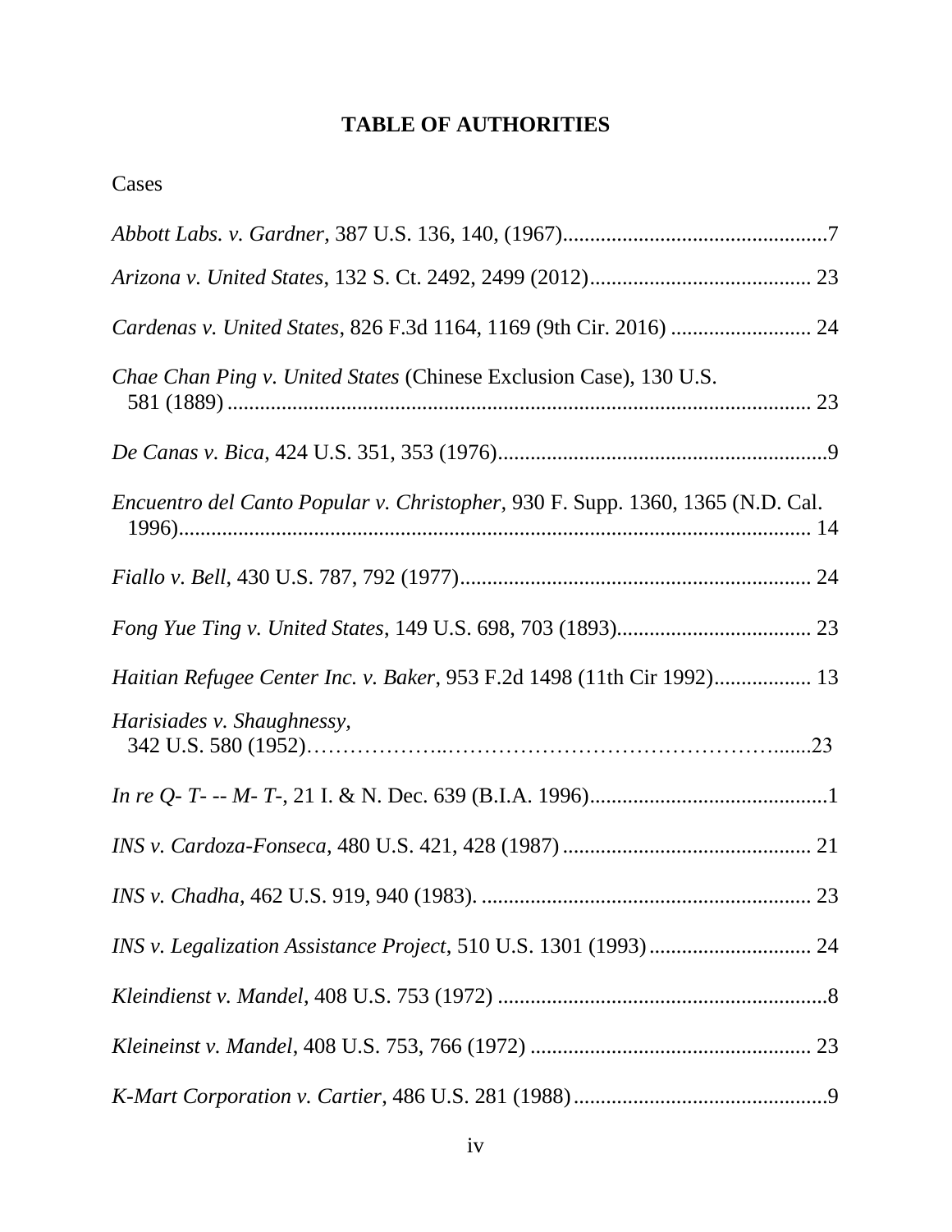# TABLE OF AUTHORITIES

Cases

*Abbott Labs. v. Gardner,* 387 U.S. 136, 140, (1967)...................................................7

*Arizona v. United States*, 132 S. Ct. 2492, 2499 (2012)......................................... 23

*Cardenas v. United States*, 826 F.3d 1164, 1169 (9th Cir. 2016) .......................... 24

*Chae Chan Ping v. United States* (Chinese Exclusion Case), 130 U.S. 581 (1889) ........................................................................................................... 23

*De Canas v. Bica*, 424 U.S. 351, 353 (1976).............................................................9

*Encuentro del Canto Popular v. Christopher,* 930 F. Supp. 1360, 1365 (N.D. Cal. 1996)...................................................................................................................... 14

*Fiallo v. Bell*, 430 U.S. 787, 792 (1977)................................................................. 24

*Fong Yue Ting v. United States*, 149 U.S. 698, 703 (1893).................................... 23

*Haitian Refugee Center Inc. v. Baker*, 953 F.2d 1498 (11th Cir 1992).................. 13

*Harisiades v. Shaughnessy,* 342 U.S. 580 (1952)………………..…………………………………….......23

*In re Q- T- -- M- T-*, 21 I. & N. Dec. 639 (B.I.A. 1996)............................................1

*INS v. Cardoza-Fonseca*, 480 U.S. 421, 428 (1987) .............................................. 21

*INS v. Chadha*, 462 U.S. 919, 940 (1983). ............................................................. 23

*INS v. Legalization Assistance Project*, 510 U.S. 1301 (1993).............................. 24

*Kleindienst v. Mandel*, 408 U.S. 753 (1972) .............................................................8

*Kleineinst v. Mandel*, 408 U.S. 753, 766 (1972) .................................................... 23

*K-Mart Corporation v. Cartier,* 486 U.S. 281 (1988)...............................................9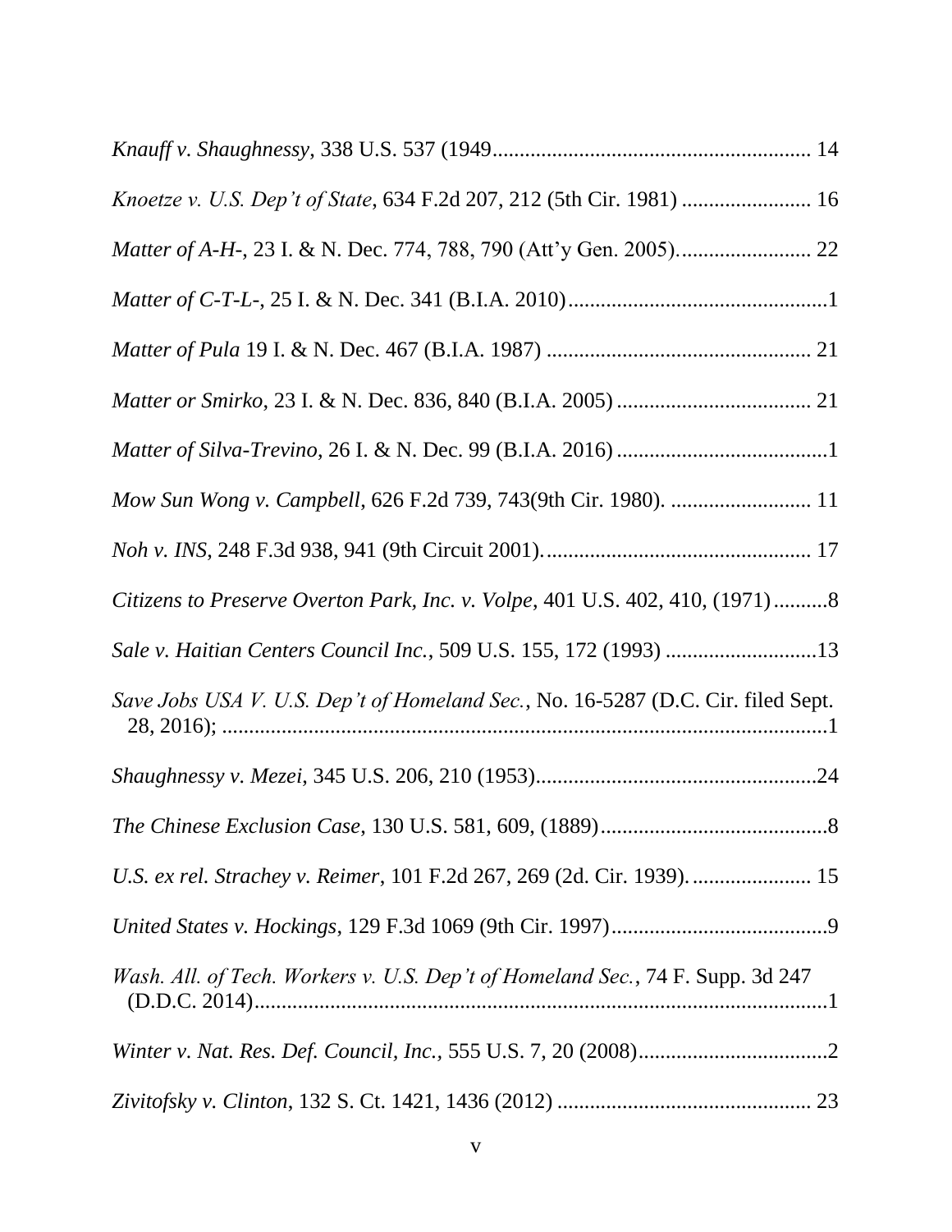*Knauff v. Shaughnessy*, 338 U.S. 537 (1949 .......................................................... 14

*Knoetze v. U.S. Dep't of State*, 634 F.2d 207, 212 (5th Cir. 1981) ........................ 16

*Matter of A-H-*, 23 I. & N. Dec. 774, 788, 790 (Att'y Gen. 2005). ........................ 22

*Matter of C-T-L-*, 25 I. & N. Dec. 341 (B.I.A. 2010) ................................................1

*Matter of Pula* 19 I. & N. Dec. 467 (B.I.A. 1987) ................................................. 21

*Matter or Smirko*, 23 I. & N. Dec. 836, 840 (B.I.A. 2005) .................................... 21

*Matter of Silva-Trevino*, 26 I. & N. Dec. 99 (B.I.A. 2016) .......................................1

*Mow Sun Wong v. Campbell*, 626 F.2d 739, 743(9th Cir. 1980). .......................... 11

*Noh v. INS*, 248 F.3d 938, 941 (9th Circuit 2001). ................................................. 17

*Citizens to Preserve Overton Park, Inc. v. Volpe*, 401 U.S. 402, 410, (1971) ..........8

*Sale v. Haitian Centers Council Inc.*, 509 U.S. 155, 172 (1993) ............................13

*Save Jobs USA V. U.S. Dep't of Homeland Sec.*, No. 16-5287 (D.C. Cir. filed Sept. 28, 2016); ...............................................................................................1

*Shaughnessy v. Mezei*, 345 U.S. 206, 210 (1953) ....................................................24

*The Chinese Exclusion Case*, 130 U.S. 581, 609, (1889) ...........................................8

*U.S. ex rel. Strachey v. Reimer*, 101 F.2d 267, 269 (2d. Cir. 1939). ...................... 15

*United States v. Hockings*, 129 F.3d 1069 (9th Cir. 1997) ........................................9

*Wash. All. of Tech. Workers v. U.S. Dep't of Homeland Sec.*, 74 F. Supp. 3d 247 (D.D.C. 2014) .........................................................................................1

*Winter v. Nat. Res. Def. Council, Inc.*, 555 U.S. 7, 20 (2008) ...................................2

*Zivitofsky v. Clinton*, 132 S. Ct. 1421, 1436 (2012) ............................................... 23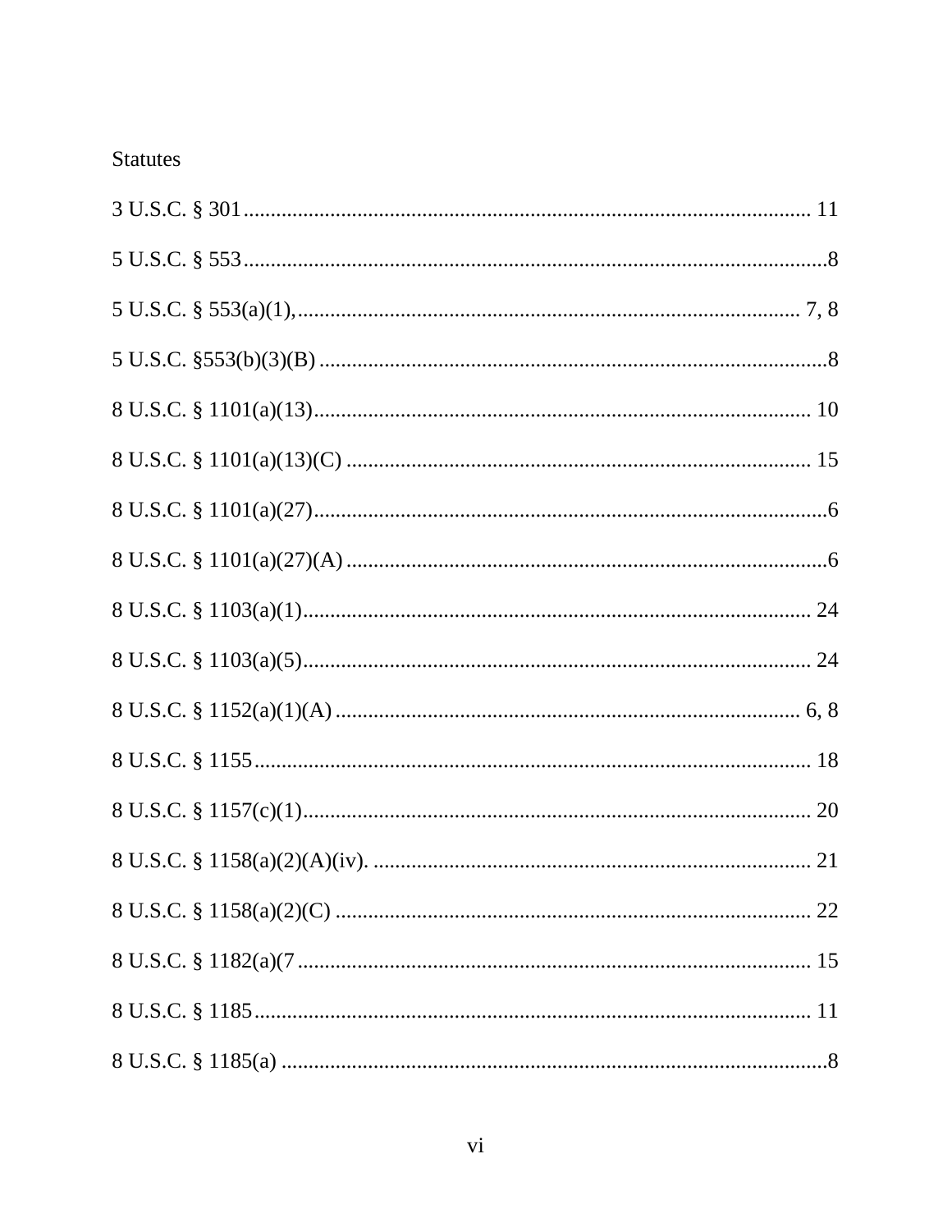Statutes

3 U.S.C. § 301 ........................................................................................................ 11

5 U.S.C. § 553 ..........................................................................................................8

5 U.S.C. § 553(a)(1), ........................................................................................... 7, 8

5 U.S.C. §553(b)(3)(B) ............................................................................................8

8 U.S.C. § 1101(a)(13) ........................................................................................... 10

8 U.S.C. § 1101(a)(13)(C) ...................................................................................... 15

8 U.S.C. § 1101(a)(27) .............................................................................................6

8 U.S.C. § 1101(a)(27)(A) ........................................................................................6

8 U.S.C. § 1103(a)(1) ............................................................................................. 24

8 U.S.C. § 1103(a)(5) ............................................................................................. 24

8 U.S.C. § 1152(a)(1)(A) ...................................................................................... 6, 8

8 U.S.C. § 1155 ...................................................................................................... 18

8 U.S.C. § 1157(c)(1) ............................................................................................. 20

8 U.S.C. § 1158(a)(2)(A)(iv). ................................................................................. 21

8 U.S.C. § 1158(a)(2)(C) ........................................................................................ 22

8 U.S.C. § 1182(a)(7 ............................................................................................... 15

8 U.S.C. § 1185 ...................................................................................................... 11

8 U.S.C. § 1185(a) ....................................................................................................8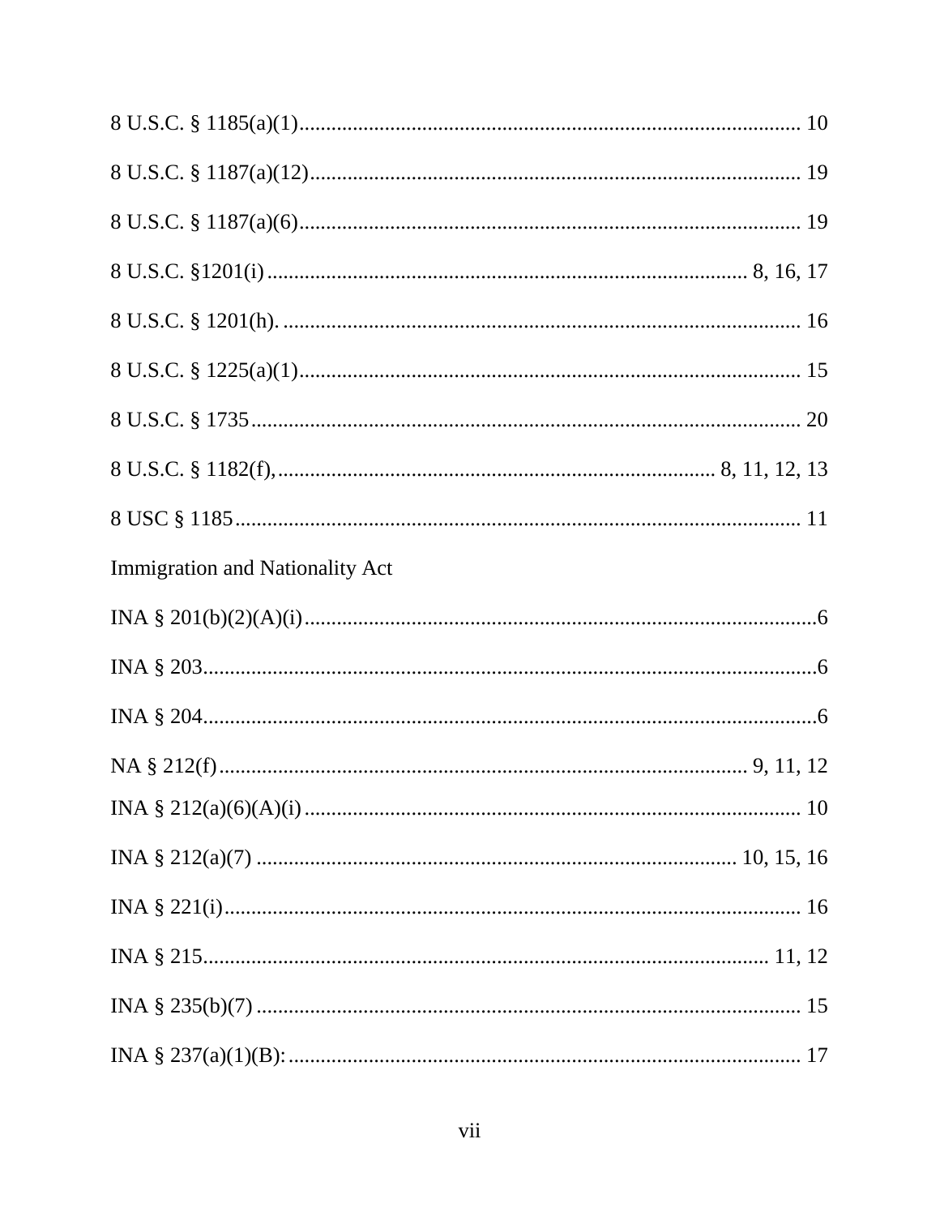8 U.S.C. § 1185(a)(1)............................................................................................ 10

8 U.S.C. § 1187(a)(12).......................................................................................... 19

8 U.S.C. § 1187(a)(6)............................................................................................ 19

8 U.S.C. §1201(i) ................................................................................... 8, 16, 17

8 U.S.C. § 1201(h). ............................................................................................... 16

8 U.S.C. § 1225(a)(1)............................................................................................ 15

8 U.S.C. § 1735..................................................................................................... 20

8 U.S.C. § 1182(f),................................................................................ 8, 11, 12, 13

8 USC § 1185......................................................................................................... 11

Immigration and Nationality Act

INA § 201(b)(2)(A)(i)..............................................................................................6

INA § 203.................................................................................................................6

INA § 204.................................................................................................................6

NA § 212(f)................................................................................................ 9, 11, 12

INA § 212(a)(6)(A)(i) ........................................................................................... 10

INA § 212(a)(7) ........................................................................................ 10, 15, 16

INA § 221(i)........................................................................................................... 16

INA § 215.......................................................................................................... 11, 12

INA § 235(b)(7) ..................................................................................................... 15

INA § 237(a)(1)(B):................................................................................................ 17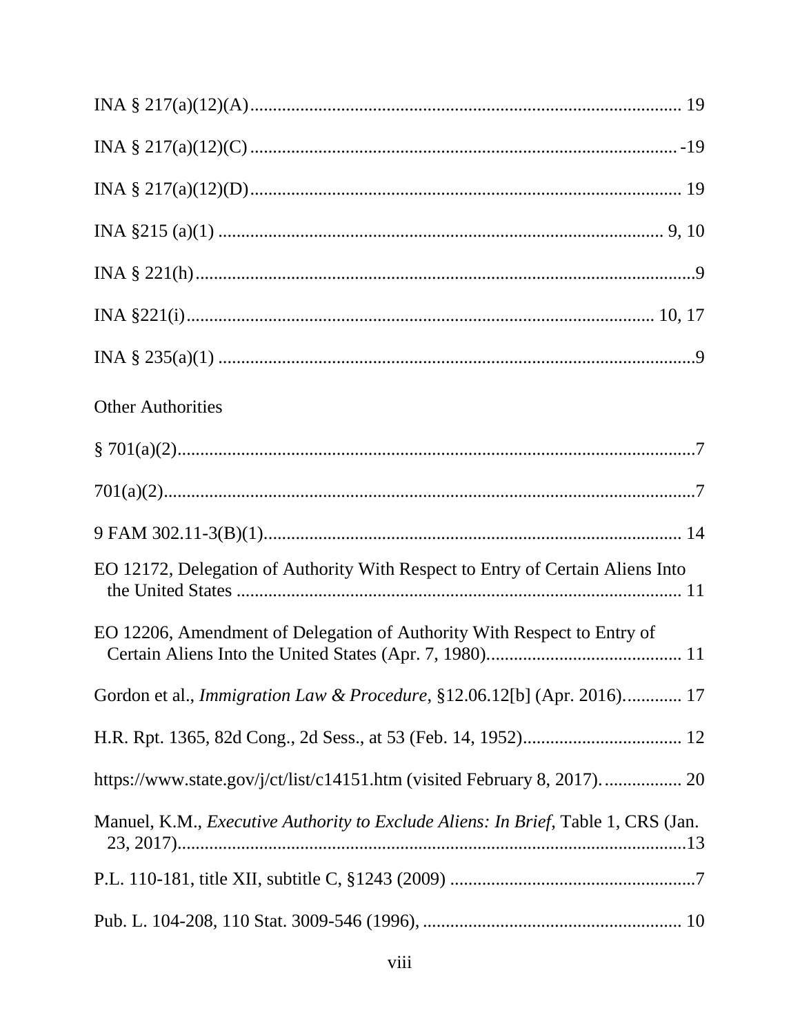INA § 217(a)(12)(A)................................................................................................ 19

INA § 217(a)(12)(C) .............................................................................................-19

INA § 217(a)(12)(D)................................................................................................ 19

INA §215 (a)(1) ...................................................................................................... 9, 10

INA § 221(h)...............................................................................................................9

INA §221(i).......................................................................................................... 10, 17

INA § 235(a)(1) ..........................................................................................................9

Other Authorities

§ 701(a)(2)...................................................................................................................7

701(a)(2).....................................................................................................................7

9 FAM 302.11-3(B)(1)........................................................................................... 14

EO 12172, Delegation of Authority With Respect to Entry of Certain Aliens Into the United States ................................................................................................. 11

EO 12206, Amendment of Delegation of Authority With Respect to Entry of Certain Aliens Into the United States (Apr. 7, 1980)........................................... 11

Gordon et al., *Immigration Law & Procedure*, §12.06.12[b] (Apr. 2016)............. 17

H.R. Rpt. 1365, 82d Cong., 2d Sess., at 53 (Feb. 14, 1952)................................... 12

https://www.state.gov/j/ct/list/c14151.htm (visited February 8, 2017). ................ 20

Manuel, K.M., *Executive Authority to Exclude Aliens: In Brief*, Table 1, CRS (Jan. 23, 2017)................................................................................................................13

P.L. 110-181, title XII, subtitle C, §1243 (2009) ......................................................7

Pub. L. 104-208, 110 Stat. 3009-546 (1996), ......................................................... 10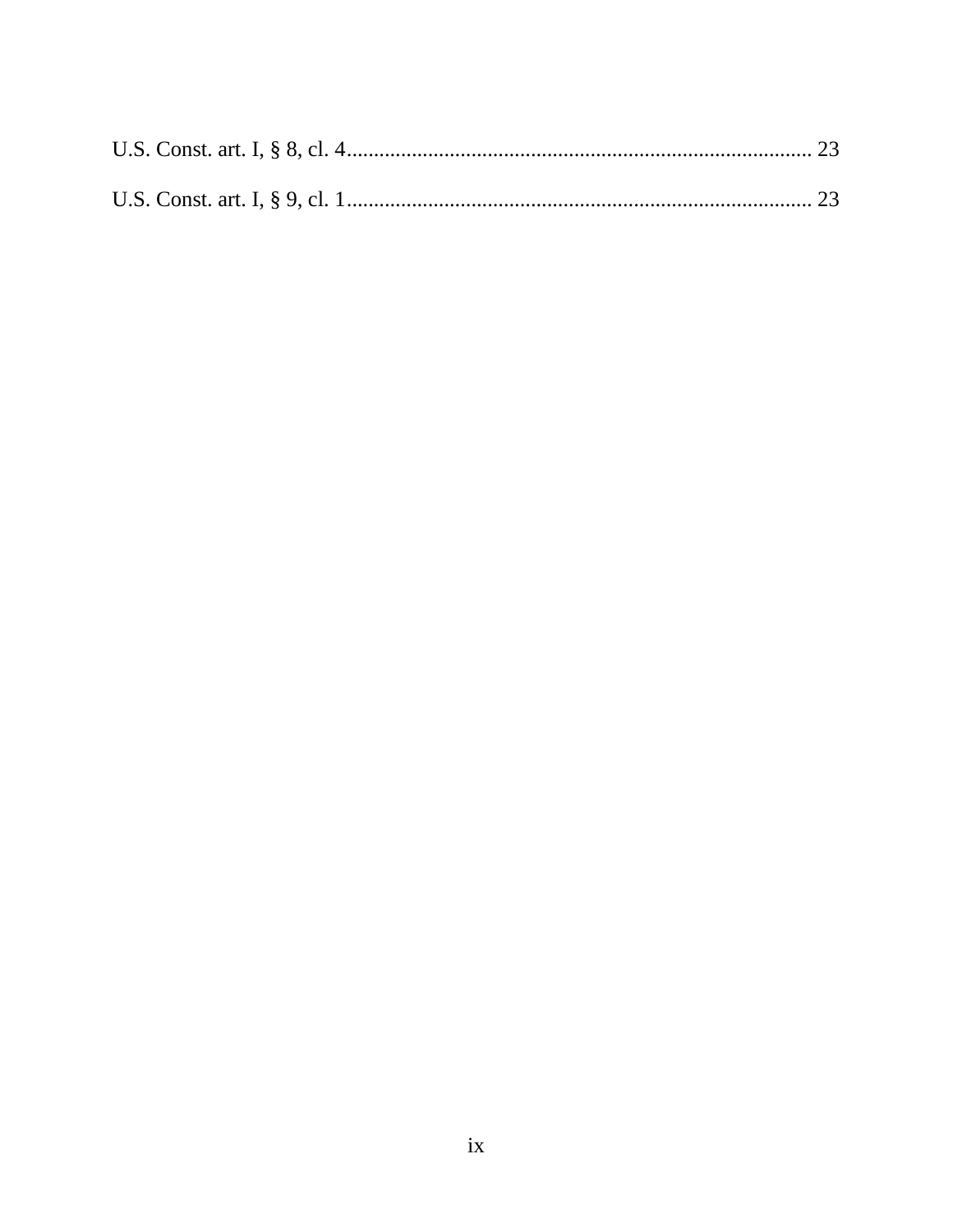U.S. Const. art. I, § 8, cl. 4...................................................................................... 23

U.S. Const. art. I, § 9, cl. 1...................................................................................... 23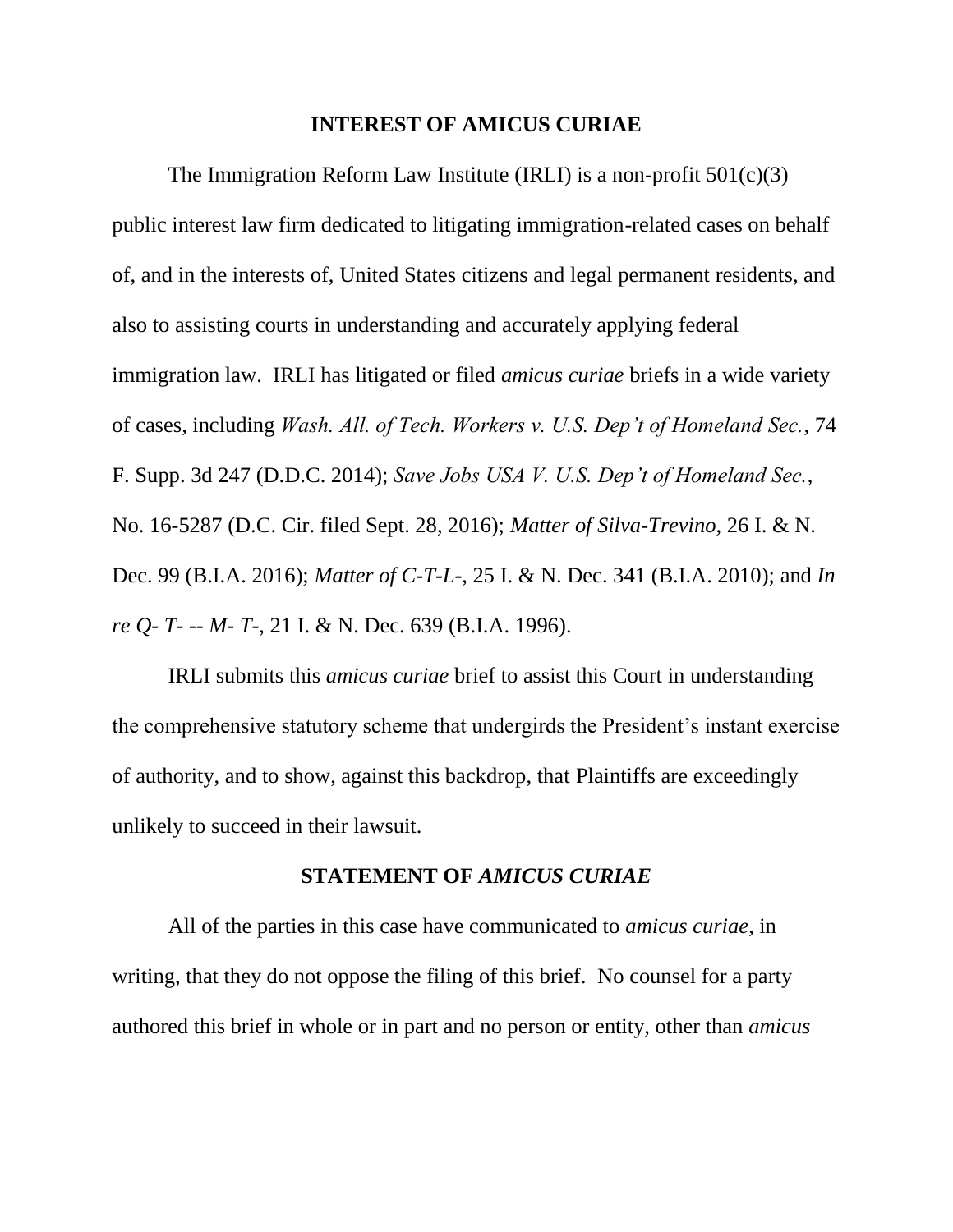## INTEREST OF AMICUS CURIAE

The Immigration Reform Law Institute (IRLI) is a non-profit 501(c)(3) public interest law firm dedicated to litigating immigration-related cases on behalf of, and in the interests of, United States citizens and legal permanent residents, and also to assisting courts in understanding and accurately applying federal immigration law. IRLI has litigated or filed *amicus curiae* briefs in a wide variety of cases, including *Wash. All. of Tech. Workers v. U.S. Dep't of Homeland Sec.*, 74 F. Supp. 3d 247 (D.D.C. 2014); *Save Jobs USA V. U.S. Dep't of Homeland Sec.*, No. 16-5287 (D.C. Cir. filed Sept. 28, 2016); *Matter of Silva-Trevino*, 26 I. & N. Dec. 99 (B.I.A. 2016); *Matter of C-T-L-*, 25 I. & N. Dec. 341 (B.I.A. 2010); and *In re Q- T- -- M- T-*, 21 I. & N. Dec. 639 (B.I.A. 1996).

IRLI submits this *amicus curiae* brief to assist this Court in understanding the comprehensive statutory scheme that undergirds the President's instant exercise of authority, and to show, against this backdrop, that Plaintiffs are exceedingly unlikely to succeed in their lawsuit.

## STATEMENT OF *AMICUS CURIAE*

All of the parties in this case have communicated to *amicus curiae*, in writing, that they do not oppose the filing of this brief. No counsel for a party authored this brief in whole or in part and no person or entity, other than *amicus*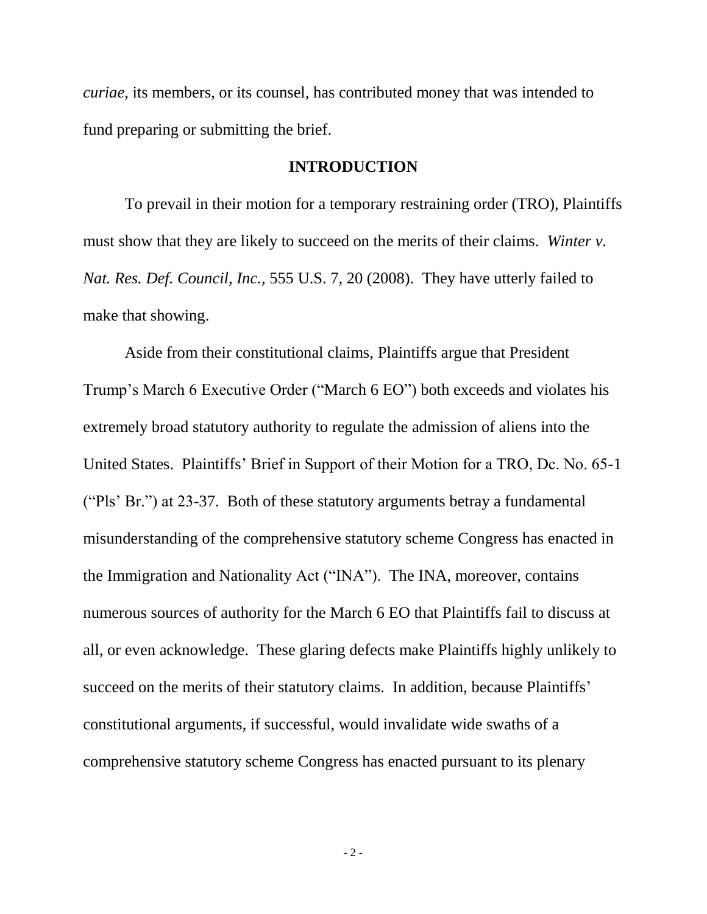*curiae*, its members, or its counsel, has contributed money that was intended to fund preparing or submitting the brief.

## INTRODUCTION

To prevail in their motion for a temporary restraining order (TRO), Plaintiffs must show that they are likely to succeed on the merits of their claims. *Winter v. Nat. Res. Def. Council, Inc.*, 555 U.S. 7, 20 (2008). They have utterly failed to make that showing.

Aside from their constitutional claims, Plaintiffs argue that President Trump's March 6 Executive Order ("March 6 EO") both exceeds and violates his extremely broad statutory authority to regulate the admission of aliens into the United States. Plaintiffs' Brief in Support of their Motion for a TRO, Dc. No. 65-1 ("Pls' Br.") at 23-37. Both of these statutory arguments betray a fundamental misunderstanding of the comprehensive statutory scheme Congress has enacted in the Immigration and Nationality Act ("INA"). The INA, moreover, contains numerous sources of authority for the March 6 EO that Plaintiffs fail to discuss at all, or even acknowledge. These glaring defects make Plaintiffs highly unlikely to succeed on the merits of their statutory claims. In addition, because Plaintiffs' constitutional arguments, if successful, would invalidate wide swaths of a comprehensive statutory scheme Congress has enacted pursuant to its plenary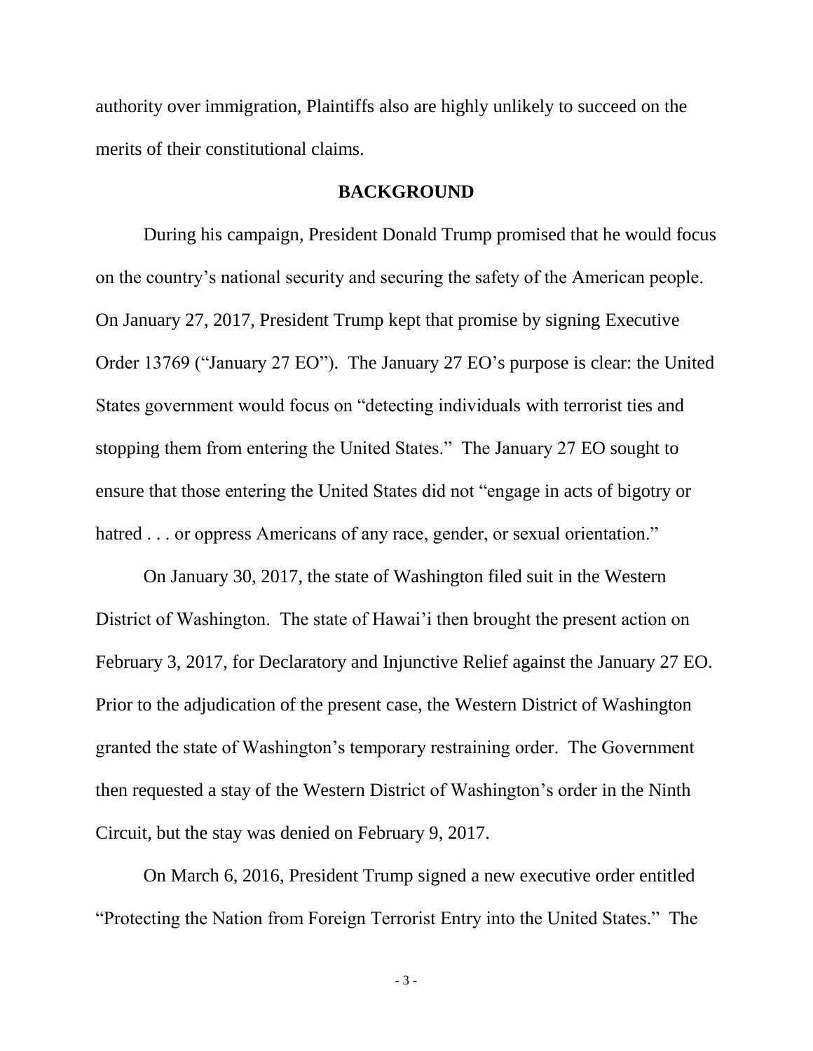authority over immigration, Plaintiffs also are highly unlikely to succeed on the merits of their constitutional claims.

## BACKGROUND

During his campaign, President Donald Trump promised that he would focus on the country's national security and securing the safety of the American people. On January 27, 2017, President Trump kept that promise by signing Executive Order 13769 ("January 27 EO"). The January 27 EO's purpose is clear: the United States government would focus on "detecting individuals with terrorist ties and stopping them from entering the United States." The January 27 EO sought to ensure that those entering the United States did not "engage in acts of bigotry or hatred . . . or oppress Americans of any race, gender, or sexual orientation."

On January 30, 2017, the state of Washington filed suit in the Western District of Washington. The state of Hawai'i then brought the present action on February 3, 2017, for Declaratory and Injunctive Relief against the January 27 EO. Prior to the adjudication of the present case, the Western District of Washington granted the state of Washington's temporary restraining order. The Government then requested a stay of the Western District of Washington's order in the Ninth Circuit, but the stay was denied on February 9, 2017.

On March 6, 2016, President Trump signed a new executive order entitled "Protecting the Nation from Foreign Terrorist Entry into the United States." The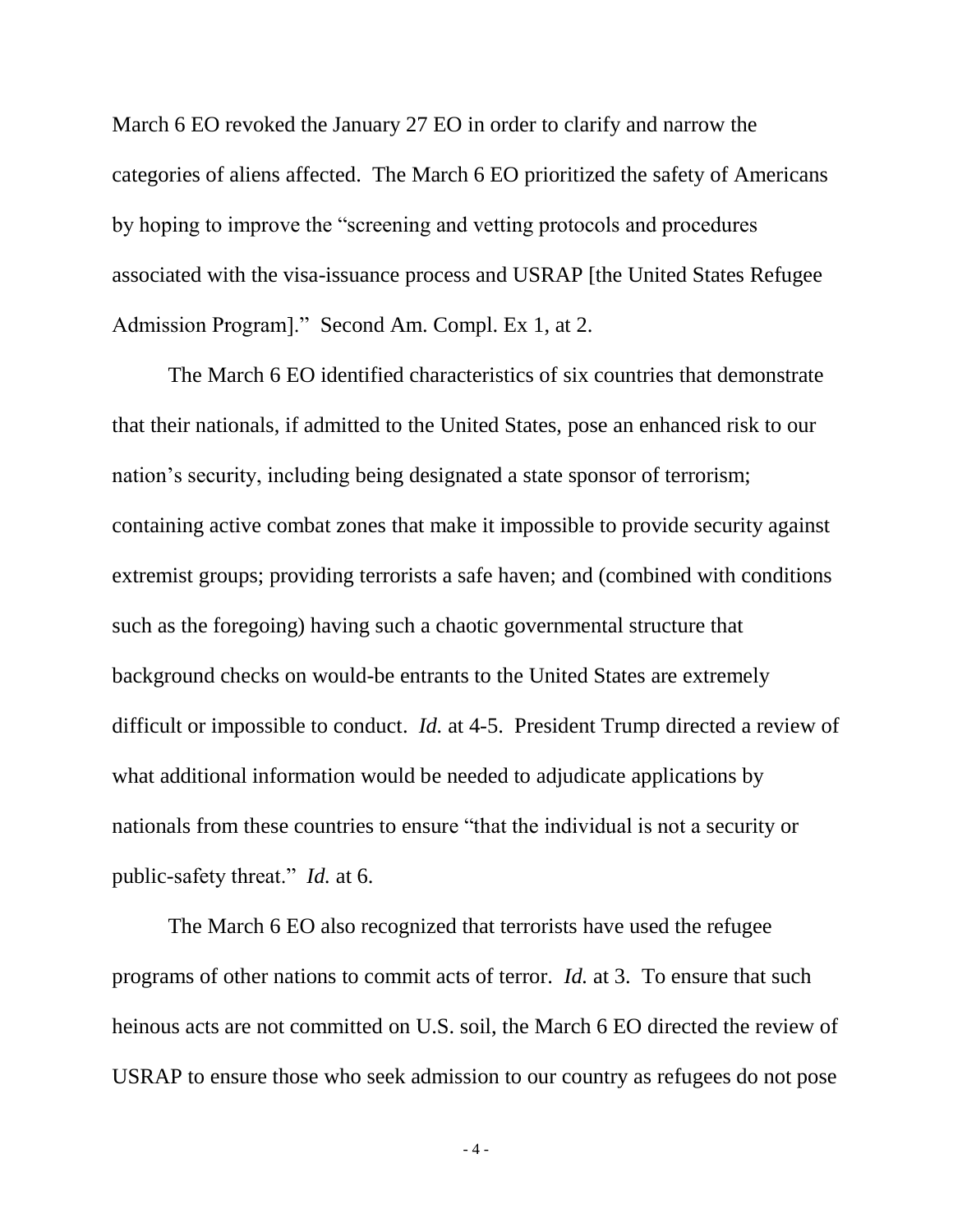March 6 EO revoked the January 27 EO in order to clarify and narrow the categories of aliens affected. The March 6 EO prioritized the safety of Americans by hoping to improve the "screening and vetting protocols and procedures associated with the visa-issuance process and USRAP [the United States Refugee Admission Program]." Second Am. Compl. Ex 1, at 2.

The March 6 EO identified characteristics of six countries that demonstrate that their nationals, if admitted to the United States, pose an enhanced risk to our nation's security, including being designated a state sponsor of terrorism; containing active combat zones that make it impossible to provide security against extremist groups; providing terrorists a safe haven; and (combined with conditions such as the foregoing) having such a chaotic governmental structure that background checks on would-be entrants to the United States are extremely difficult or impossible to conduct. *Id.* at 4-5. President Trump directed a review of what additional information would be needed to adjudicate applications by nationals from these countries to ensure "that the individual is not a security or public-safety threat." *Id.* at 6.

The March 6 EO also recognized that terrorists have used the refugee programs of other nations to commit acts of terror. *Id.* at 3. To ensure that such heinous acts are not committed on U.S. soil, the March 6 EO directed the review of USRAP to ensure those who seek admission to our country as refugees do not pose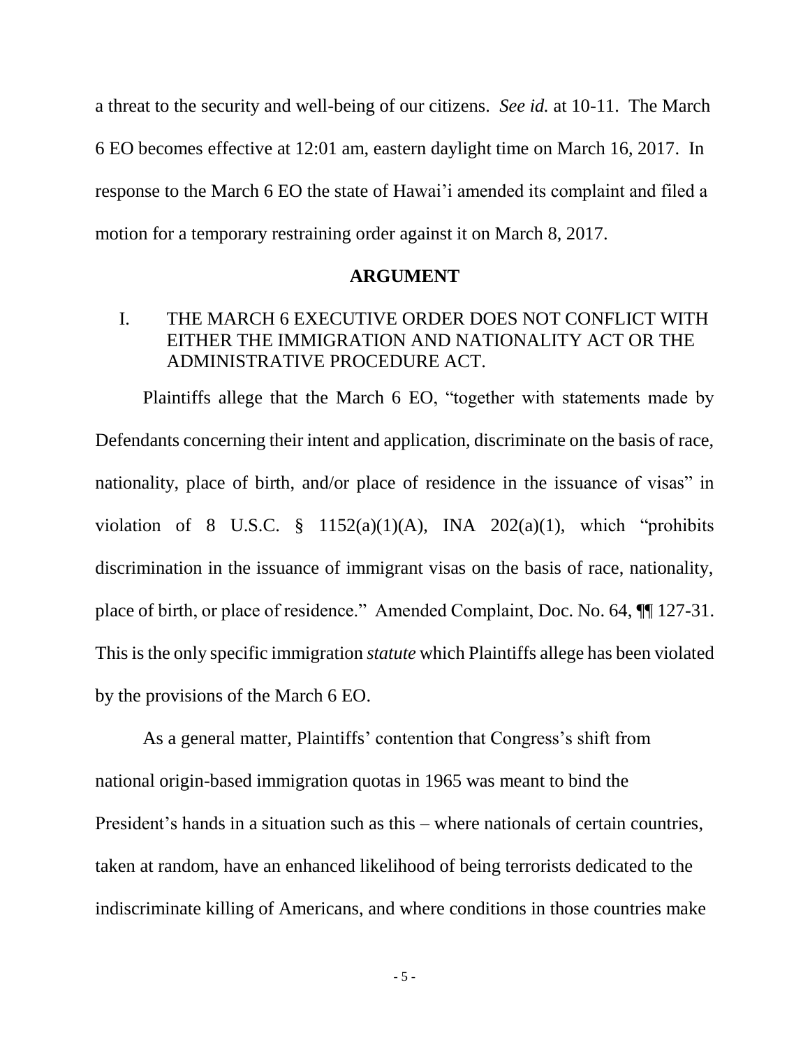a threat to the security and well-being of our citizens. *See id.* at 10-11. The March 6 EO becomes effective at 12:01 am, eastern daylight time on March 16, 2017. In response to the March 6 EO the state of Hawai'i amended its complaint and filed a motion for a temporary restraining order against it on March 8, 2017.

## ARGUMENT

### I. THE MARCH 6 EXECUTIVE ORDER DOES NOT CONFLICT WITH EITHER THE IMMIGRATION AND NATIONALITY ACT OR THE ADMINISTRATIVE PROCEDURE ACT.

Plaintiffs allege that the March 6 EO, "together with statements made by Defendants concerning their intent and application, discriminate on the basis of race, nationality, place of birth, and/or place of residence in the issuance of visas" in violation of 8 U.S.C. § 1152(a)(1)(A), INA 202(a)(1), which "prohibits discrimination in the issuance of immigrant visas on the basis of race, nationality, place of birth, or place of residence." Amended Complaint, Doc. No. 64, ¶¶ 127-31. This is the only specific immigration *statute* which Plaintiffs allege has been violated by the provisions of the March 6 EO.

As a general matter, Plaintiffs' contention that Congress's shift from national origin-based immigration quotas in 1965 was meant to bind the President's hands in a situation such as this – where nationals of certain countries, taken at random, have an enhanced likelihood of being terrorists dedicated to the indiscriminate killing of Americans, and where conditions in those countries make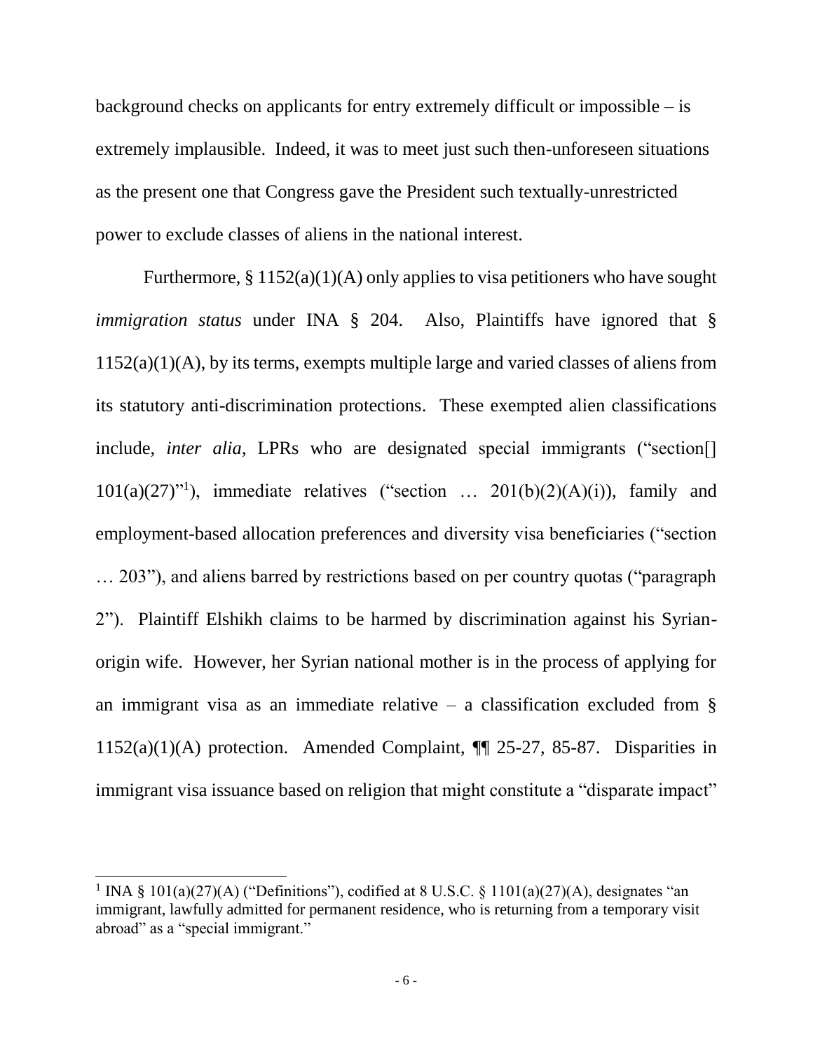background checks on applicants for entry extremely difficult or impossible – is extremely implausible. Indeed, it was to meet just such then-unforeseen situations as the present one that Congress gave the President such textually-unrestricted power to exclude classes of aliens in the national interest.

Furthermore, § 1152(a)(1)(A) only applies to visa petitioners who have sought *immigration status* under INA § 204. Also, Plaintiffs have ignored that § 1152(a)(1)(A), by its terms, exempts multiple large and varied classes of aliens from its statutory anti-discrimination protections. These exempted alien classifications include, *inter alia*, LPRs who are designated special immigrants ("section[] 101(a)(27)"[1]), immediate relatives ("section … 201(b)(2)(A)(i)), family and employment-based allocation preferences and diversity visa beneficiaries ("section … 203"), and aliens barred by restrictions based on per country quotas ("paragraph 2"). Plaintiff Elshikh claims to be harmed by discrimination against his Syrian-origin wife. However, her Syrian national mother is in the process of applying for an immigrant visa as an immediate relative – a classification excluded from § 1152(a)(1)(A) protection. Amended Complaint, ¶¶ 25-27, 85-87. Disparities in immigrant visa issuance based on religion that might constitute a "disparate impact"

---

[1] INA § 101(a)(27)(A) ("Definitions"), codified at 8 U.S.C. § 1101(a)(27)(A), designates "an immigrant, lawfully admitted for permanent residence, who is returning from a temporary visit abroad" as a "special immigrant."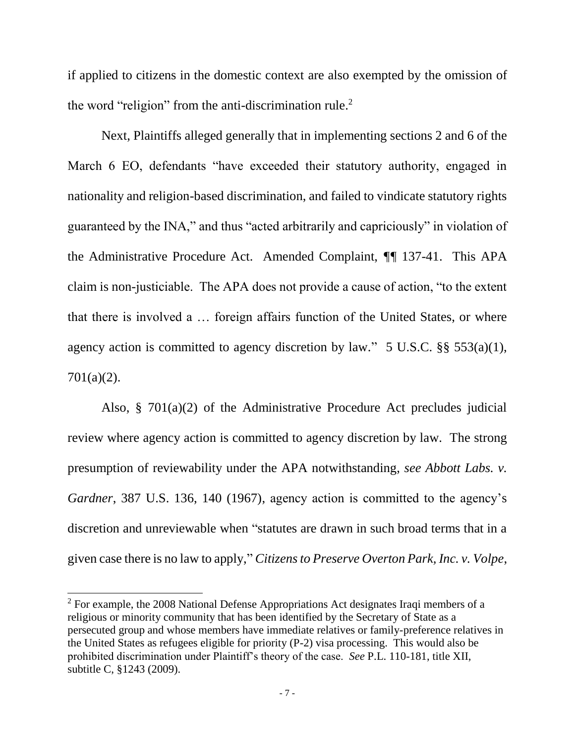if applied to citizens in the domestic context are also exempted by the omission of the word "religion" from the anti-discrimination rule.[2]

Next, Plaintiffs alleged generally that in implementing sections 2 and 6 of the March 6 EO, defendants "have exceeded their statutory authority, engaged in nationality and religion-based discrimination, and failed to vindicate statutory rights guaranteed by the INA," and thus "acted arbitrarily and capriciously" in violation of the Administrative Procedure Act. Amended Complaint, ¶¶ 137-41. This APA claim is non-justiciable. The APA does not provide a cause of action, "to the extent that there is involved a … foreign affairs function of the United States, or where agency action is committed to agency discretion by law." 5 U.S.C. §§ 553(a)(1), 701(a)(2).

Also, § 701(a)(2) of the Administrative Procedure Act precludes judicial review where agency action is committed to agency discretion by law. The strong presumption of reviewability under the APA notwithstanding, *see Abbott Labs. v. Gardner*, 387 U.S. 136, 140 (1967), agency action is committed to the agency's discretion and unreviewable when "statutes are drawn in such broad terms that in a given case there is no law to apply," *Citizens to Preserve Overton Park, Inc. v. Volpe*,

[2] For example, the 2008 National Defense Appropriations Act designates Iraqi members of a religious or minority community that has been identified by the Secretary of State as a persecuted group and whose members have immediate relatives or family-preference relatives in the United States as refugees eligible for priority (P-2) visa processing. This would also be prohibited discrimination under Plaintiff's theory of the case. *See* P.L. 110-181, title XII, subtitle C, §1243 (2009).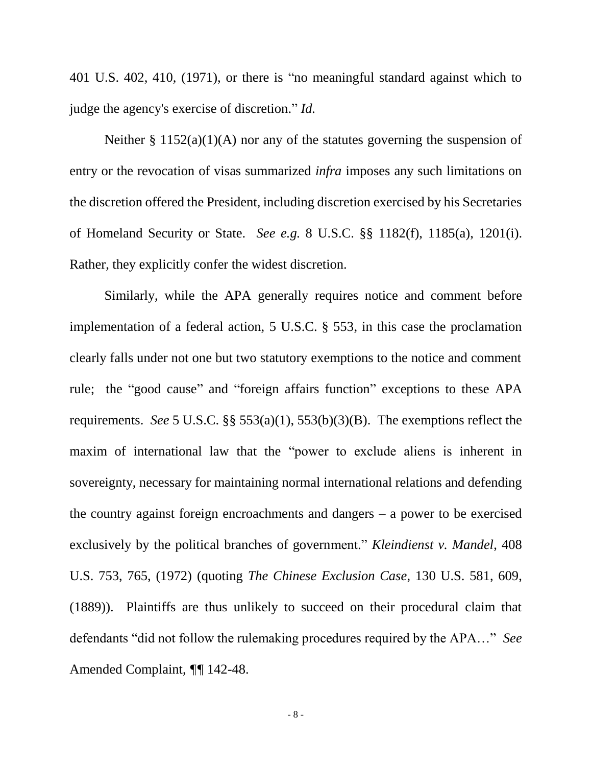401 U.S. 402, 410, (1971), or there is "no meaningful standard against which to judge the agency's exercise of discretion." *Id.*

Neither § 1152(a)(1)(A) nor any of the statutes governing the suspension of entry or the revocation of visas summarized *infra* imposes any such limitations on the discretion offered the President, including discretion exercised by his Secretaries of Homeland Security or State. *See e.g.* 8 U.S.C. §§ 1182(f), 1185(a), 1201(i). Rather, they explicitly confer the widest discretion.

Similarly, while the APA generally requires notice and comment before implementation of a federal action, 5 U.S.C. § 553, in this case the proclamation clearly falls under not one but two statutory exemptions to the notice and comment rule; the "good cause" and "foreign affairs function" exceptions to these APA requirements. *See* 5 U.S.C. §§ 553(a)(1), 553(b)(3)(B). The exemptions reflect the maxim of international law that the "power to exclude aliens is inherent in sovereignty, necessary for maintaining normal international relations and defending the country against foreign encroachments and dangers – a power to be exercised exclusively by the political branches of government." *Kleindienst v. Mandel*, 408 U.S. 753, 765, (1972) (quoting *The Chinese Exclusion Case*, 130 U.S. 581, 609, (1889)). Plaintiffs are thus unlikely to succeed on their procedural claim that defendants "did not follow the rulemaking procedures required by the APA…" *See* Amended Complaint, ¶¶ 142-48.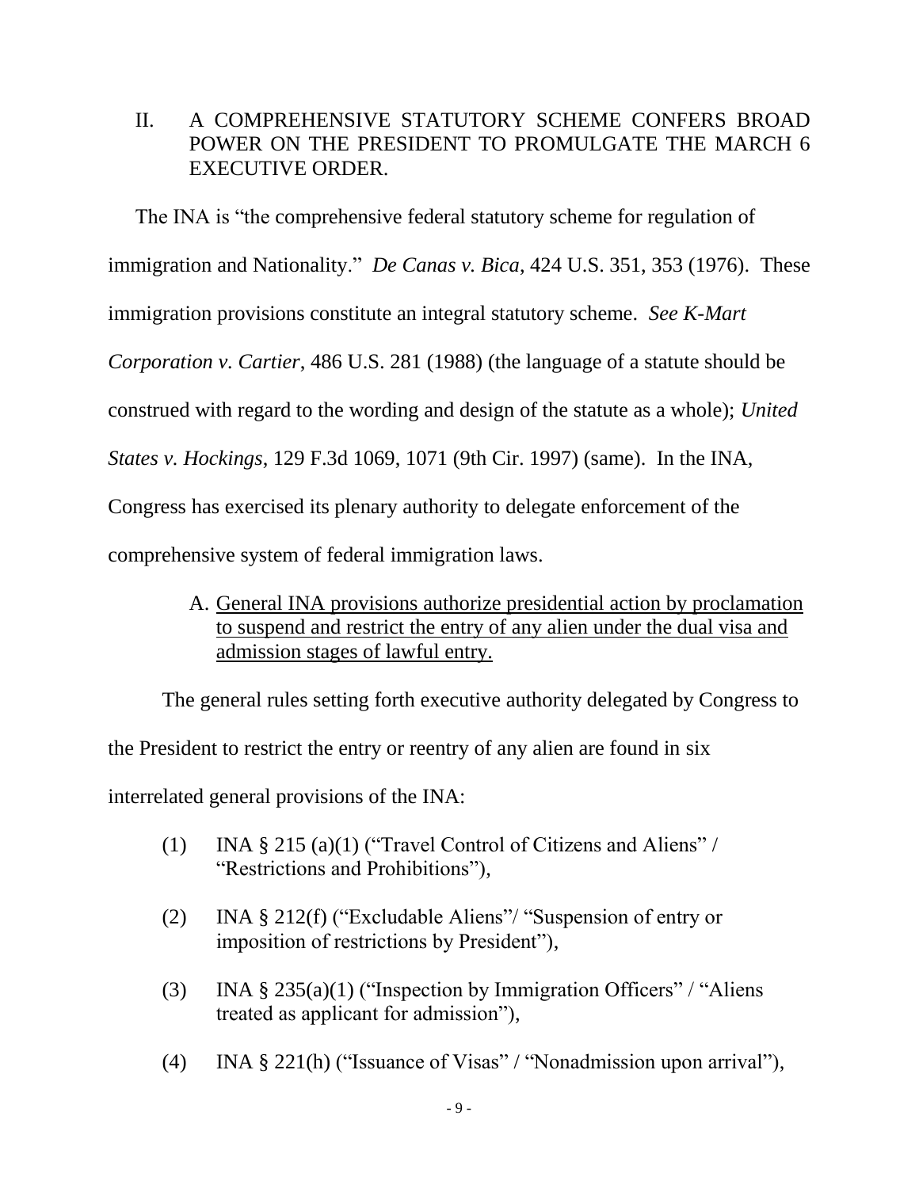## II. A COMPREHENSIVE STATUTORY SCHEME CONFERS BROAD POWER ON THE PRESIDENT TO PROMULGATE THE MARCH 6 EXECUTIVE ORDER.

The INA is "the comprehensive federal statutory scheme for regulation of immigration and Nationality." *De Canas v. Bica*, 424 U.S. 351, 353 (1976). These immigration provisions constitute an integral statutory scheme. *See K-Mart Corporation v. Cartier*, 486 U.S. 281 (1988) (the language of a statute should be construed with regard to the wording and design of the statute as a whole); *United States v. Hockings*, 129 F.3d 1069, 1071 (9th Cir. 1997) (same). In the INA, Congress has exercised its plenary authority to delegate enforcement of the comprehensive system of federal immigration laws.

### A. General INA provisions authorize presidential action by proclamation to suspend and restrict the entry of any alien under the dual visa and admission stages of lawful entry.

The general rules setting forth executive authority delegated by Congress to the President to restrict the entry or reentry of any alien are found in six interrelated general provisions of the INA:

(1) INA § 215 (a)(1) ("Travel Control of Citizens and Aliens" / "Restrictions and Prohibitions"),

(2) INA § 212(f) ("Excludable Aliens"/ "Suspension of entry or imposition of restrictions by President"),

(3) INA § 235(a)(1) ("Inspection by Immigration Officers" / "Aliens treated as applicant for admission"),

(4) INA § 221(h) ("Issuance of Visas" / "Nonadmission upon arrival"),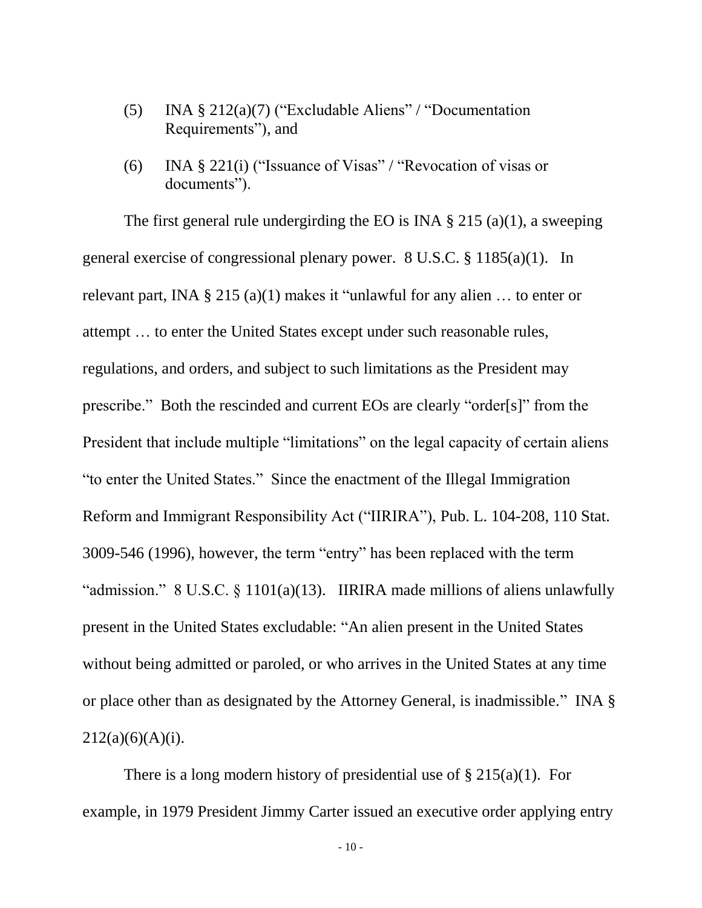(5) INA § 212(a)(7) ("Excludable Aliens" / "Documentation Requirements"), and

(6) INA § 221(i) ("Issuance of Visas" / "Revocation of visas or documents").

The first general rule undergirding the EO is INA § 215 (a)(1), a sweeping general exercise of congressional plenary power. 8 U.S.C. § 1185(a)(1). In relevant part, INA § 215 (a)(1) makes it "unlawful for any alien … to enter or attempt … to enter the United States except under such reasonable rules, regulations, and orders, and subject to such limitations as the President may prescribe." Both the rescinded and current EOs are clearly "order[s]" from the President that include multiple "limitations" on the legal capacity of certain aliens "to enter the United States." Since the enactment of the Illegal Immigration Reform and Immigrant Responsibility Act ("IIRIRA"), Pub. L. 104-208, 110 Stat. 3009-546 (1996), however, the term "entry" has been replaced with the term "admission." 8 U.S.C. § 1101(a)(13). IIRIRA made millions of aliens unlawfully present in the United States excludable: "An alien present in the United States without being admitted or paroled, or who arrives in the United States at any time or place other than as designated by the Attorney General, is inadmissible." INA § 212(a)(6)(A)(i).

There is a long modern history of presidential use of § 215(a)(1). For example, in 1979 President Jimmy Carter issued an executive order applying entry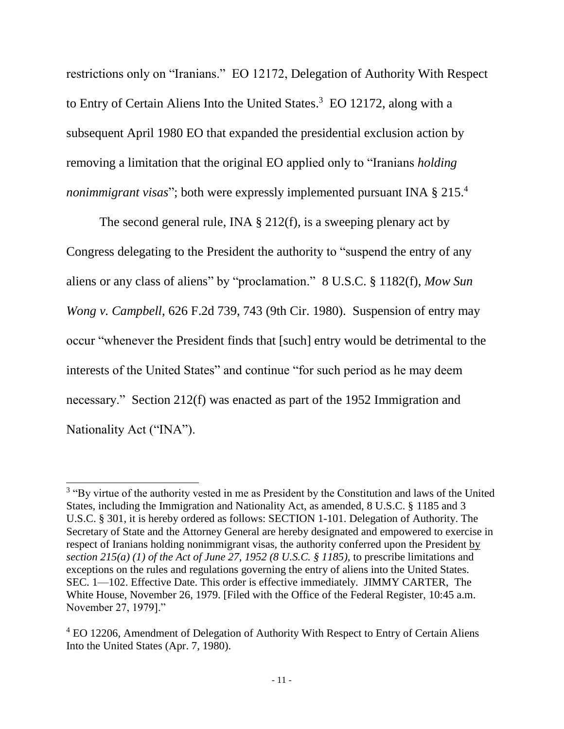restrictions only on "Iranians." EO 12172, Delegation of Authority With Respect to Entry of Certain Aliens Into the United States.[3] EO 12172, along with a subsequent April 1980 EO that expanded the presidential exclusion action by removing a limitation that the original EO applied only to "Iranians *holding nonimmigrant visas*"; both were expressly implemented pursuant INA § 215.[4]

The second general rule, INA § 212(f), is a sweeping plenary act by Congress delegating to the President the authority to "suspend the entry of any aliens or any class of aliens" by "proclamation." 8 U.S.C. § 1182(f), *Mow Sun Wong v. Campbell*, 626 F.2d 739, 743 (9th Cir. 1980). Suspension of entry may occur "whenever the President finds that [such] entry would be detrimental to the interests of the United States" and continue "for such period as he may deem necessary." Section 212(f) was enacted as part of the 1952 Immigration and Nationality Act ("INA").

---

[3] "By virtue of the authority vested in me as President by the Constitution and laws of the United States, including the Immigration and Nationality Act, as amended, 8 U.S.C. § 1185 and 3 U.S.C. § 301, it is hereby ordered as follows: SECTION 1-101. Delegation of Authority. The Secretary of State and the Attorney General are hereby designated and empowered to exercise in respect of Iranians holding nonimmigrant visas, the authority conferred upon the President <u>by</u> *section 215(a) (1) of the Act of June 27, 1952 (8 U.S.C. § 1185)*, to prescribe limitations and exceptions on the rules and regulations governing the entry of aliens into the United States. SEC. 1—102. Effective Date. This order is effective immediately. JIMMY CARTER, The White House, November 26, 1979. [Filed with the Office of the Federal Register, 10:45 a.m. November 27, 1979]."

[4] EO 12206, Amendment of Delegation of Authority With Respect to Entry of Certain Aliens Into the United States (Apr. 7, 1980).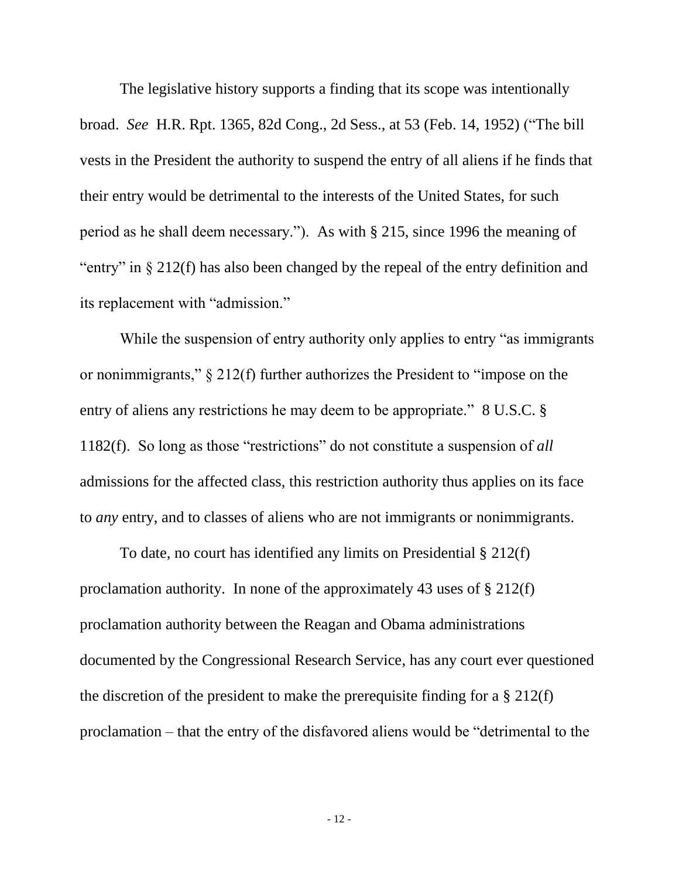The legislative history supports a finding that its scope was intentionally broad. *See* H.R. Rpt. 1365, 82d Cong., 2d Sess., at 53 (Feb. 14, 1952) ("The bill vests in the President the authority to suspend the entry of all aliens if he finds that their entry would be detrimental to the interests of the United States, for such period as he shall deem necessary."). As with § 215, since 1996 the meaning of "entry" in § 212(f) has also been changed by the repeal of the entry definition and its replacement with "admission."

While the suspension of entry authority only applies to entry "as immigrants or nonimmigrants," § 212(f) further authorizes the President to "impose on the entry of aliens any restrictions he may deem to be appropriate." 8 U.S.C. § 1182(f). So long as those "restrictions" do not constitute a suspension of *all* admissions for the affected class, this restriction authority thus applies on its face to *any* entry, and to classes of aliens who are not immigrants or nonimmigrants.

To date, no court has identified any limits on Presidential § 212(f) proclamation authority. In none of the approximately 43 uses of § 212(f) proclamation authority between the Reagan and Obama administrations documented by the Congressional Research Service, has any court ever questioned the discretion of the president to make the prerequisite finding for a § 212(f) proclamation – that the entry of the disfavored aliens would be "detrimental to the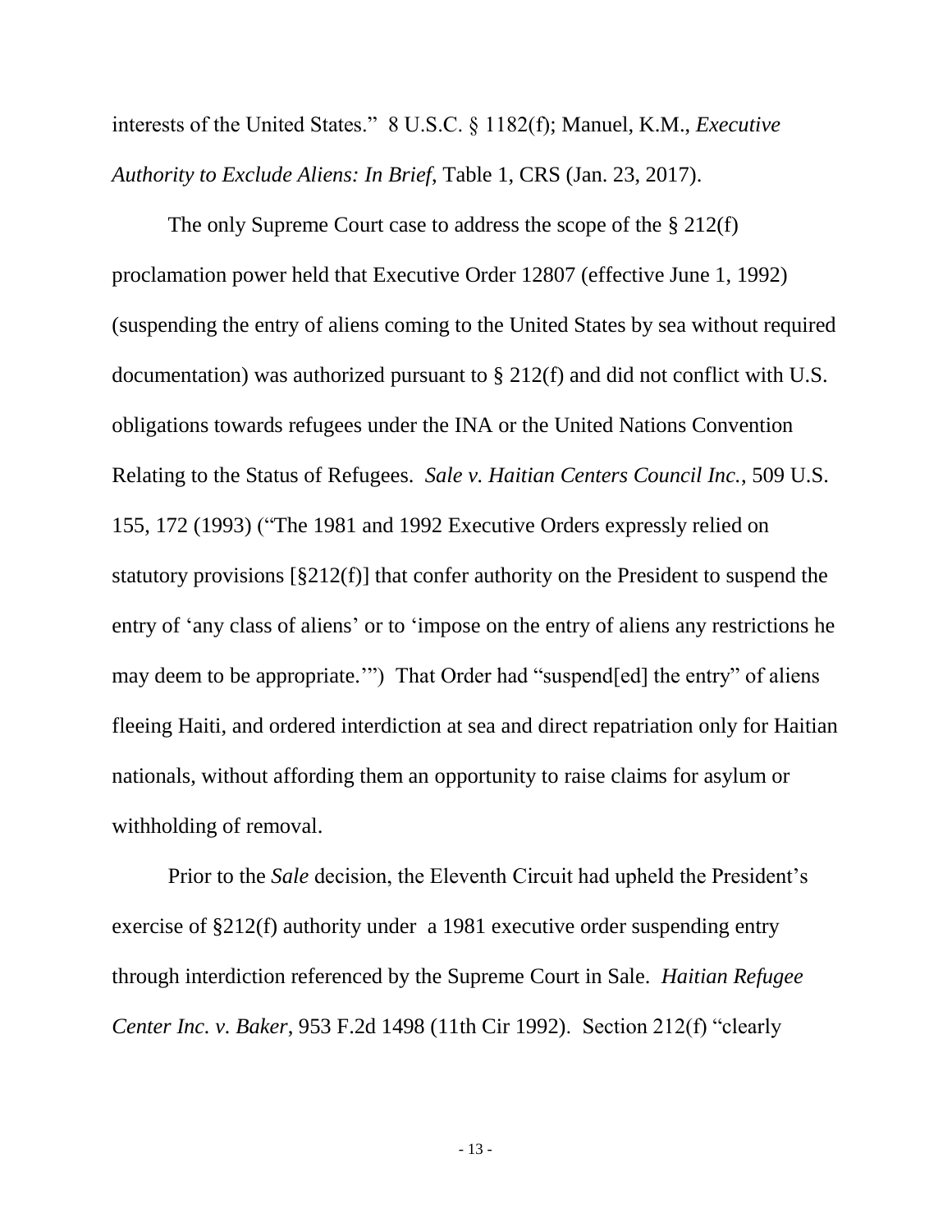interests of the United States." 8 U.S.C. § 1182(f); Manuel, K.M., *Executive Authority to Exclude Aliens: In Brief*, Table 1, CRS (Jan. 23, 2017).

The only Supreme Court case to address the scope of the § 212(f) proclamation power held that Executive Order 12807 (effective June 1, 1992) (suspending the entry of aliens coming to the United States by sea without required documentation) was authorized pursuant to § 212(f) and did not conflict with U.S. obligations towards refugees under the INA or the United Nations Convention Relating to the Status of Refugees. *Sale v. Haitian Centers Council Inc.*, 509 U.S. 155, 172 (1993) ("The 1981 and 1992 Executive Orders expressly relied on statutory provisions [§212(f)] that confer authority on the President to suspend the entry of 'any class of aliens' or to 'impose on the entry of aliens any restrictions he may deem to be appropriate.'") That Order had "suspend[ed] the entry" of aliens fleeing Haiti, and ordered interdiction at sea and direct repatriation only for Haitian nationals, without affording them an opportunity to raise claims for asylum or withholding of removal.

Prior to the *Sale* decision, the Eleventh Circuit had upheld the President's exercise of §212(f) authority under a 1981 executive order suspending entry through interdiction referenced by the Supreme Court in Sale. *Haitian Refugee Center Inc. v. Baker*, 953 F.2d 1498 (11th Cir 1992). Section 212(f) "clearly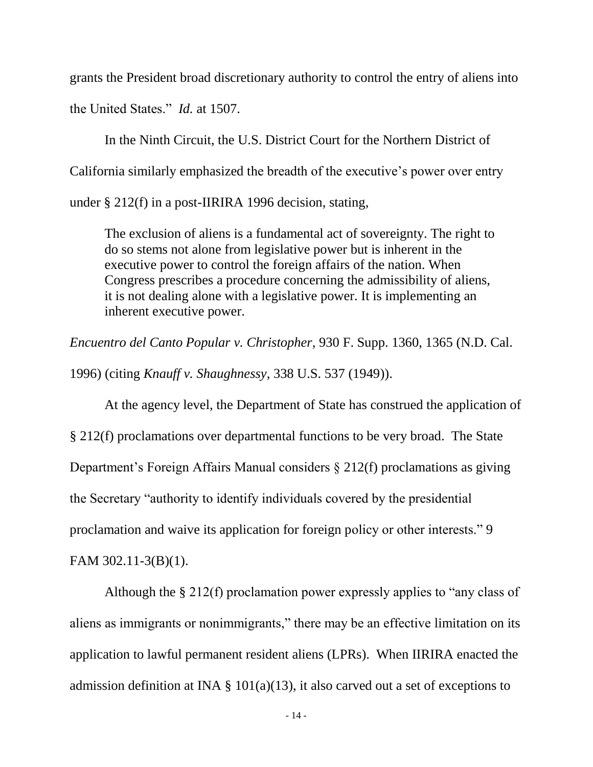grants the President broad discretionary authority to control the entry of aliens into the United States." *Id.* at 1507.

In the Ninth Circuit, the U.S. District Court for the Northern District of California similarly emphasized the breadth of the executive's power over entry under § 212(f) in a post-IIRIRA 1996 decision, stating,

> The exclusion of aliens is a fundamental act of sovereignty. The right to do so stems not alone from legislative power but is inherent in the executive power to control the foreign affairs of the nation. When Congress prescribes a procedure concerning the admissibility of aliens, it is not dealing alone with a legislative power. It is implementing an inherent executive power.

*Encuentro del Canto Popular v. Christopher*, 930 F. Supp. 1360, 1365 (N.D. Cal. 1996) (citing *Knauff v. Shaughnessy*, 338 U.S. 537 (1949)).

At the agency level, the Department of State has construed the application of § 212(f) proclamations over departmental functions to be very broad. The State Department's Foreign Affairs Manual considers § 212(f) proclamations as giving the Secretary "authority to identify individuals covered by the presidential proclamation and waive its application for foreign policy or other interests." 9 FAM 302.11-3(B)(1).

Although the § 212(f) proclamation power expressly applies to "any class of aliens as immigrants or nonimmigrants," there may be an effective limitation on its application to lawful permanent resident aliens (LPRs). When IIRIRA enacted the admission definition at INA § 101(a)(13), it also carved out a set of exceptions to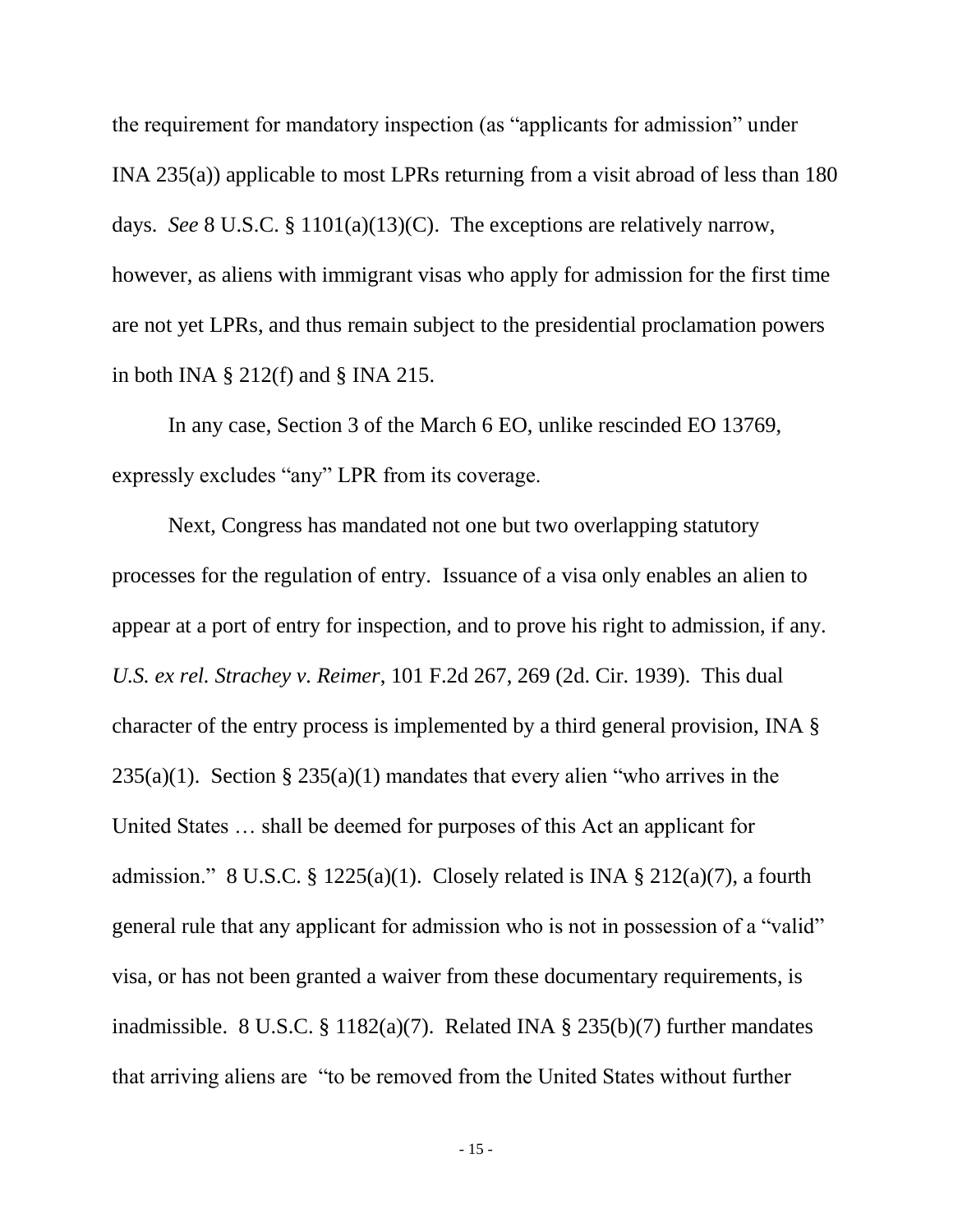the requirement for mandatory inspection (as "applicants for admission" under INA 235(a)) applicable to most LPRs returning from a visit abroad of less than 180 days. *See* 8 U.S.C. § 1101(a)(13)(C). The exceptions are relatively narrow, however, as aliens with immigrant visas who apply for admission for the first time are not yet LPRs, and thus remain subject to the presidential proclamation powers in both INA § 212(f) and § INA 215.

In any case, Section 3 of the March 6 EO, unlike rescinded EO 13769, expressly excludes "any" LPR from its coverage.

Next, Congress has mandated not one but two overlapping statutory processes for the regulation of entry. Issuance of a visa only enables an alien to appear at a port of entry for inspection, and to prove his right to admission, if any. *U.S. ex rel. Strachey v. Reimer*, 101 F.2d 267, 269 (2d. Cir. 1939). This dual character of the entry process is implemented by a third general provision, INA § 235(a)(1). Section § 235(a)(1) mandates that every alien "who arrives in the United States … shall be deemed for purposes of this Act an applicant for admission." 8 U.S.C. § 1225(a)(1). Closely related is INA § 212(a)(7), a fourth general rule that any applicant for admission who is not in possession of a "valid" visa, or has not been granted a waiver from these documentary requirements, is inadmissible. 8 U.S.C. § 1182(a)(7). Related INA § 235(b)(7) further mandates that arriving aliens are "to be removed from the United States without further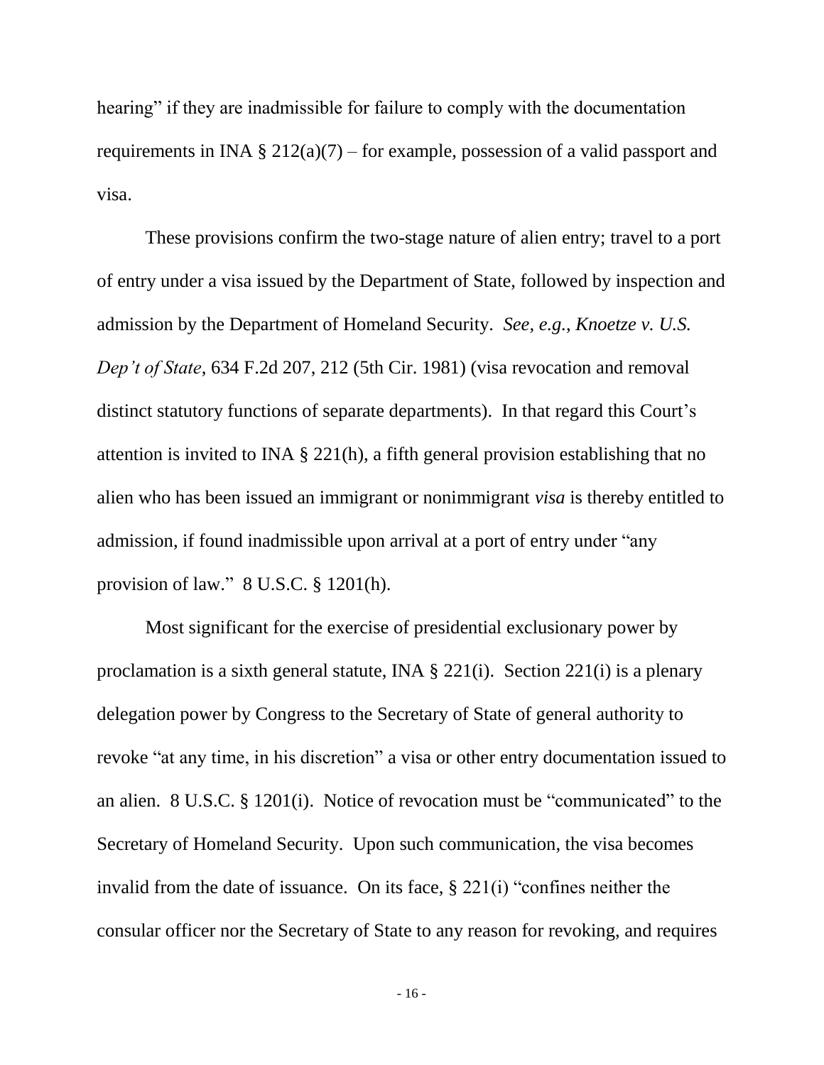hearing" if they are inadmissible for failure to comply with the documentation requirements in INA § 212(a)(7) – for example, possession of a valid passport and visa.

These provisions confirm the two-stage nature of alien entry; travel to a port of entry under a visa issued by the Department of State, followed by inspection and admission by the Department of Homeland Security. *See, e.g.*, *Knoetze v. U.S. Dep't of State*, 634 F.2d 207, 212 (5th Cir. 1981) (visa revocation and removal distinct statutory functions of separate departments). In that regard this Court's attention is invited to INA § 221(h), a fifth general provision establishing that no alien who has been issued an immigrant or nonimmigrant *visa* is thereby entitled to admission, if found inadmissible upon arrival at a port of entry under "any provision of law." 8 U.S.C. § 1201(h).

Most significant for the exercise of presidential exclusionary power by proclamation is a sixth general statute, INA § 221(i). Section 221(i) is a plenary delegation power by Congress to the Secretary of State of general authority to revoke "at any time, in his discretion" a visa or other entry documentation issued to an alien. 8 U.S.C. § 1201(i). Notice of revocation must be "communicated" to the Secretary of Homeland Security. Upon such communication, the visa becomes invalid from the date of issuance. On its face, § 221(i) "confines neither the consular officer nor the Secretary of State to any reason for revoking, and requires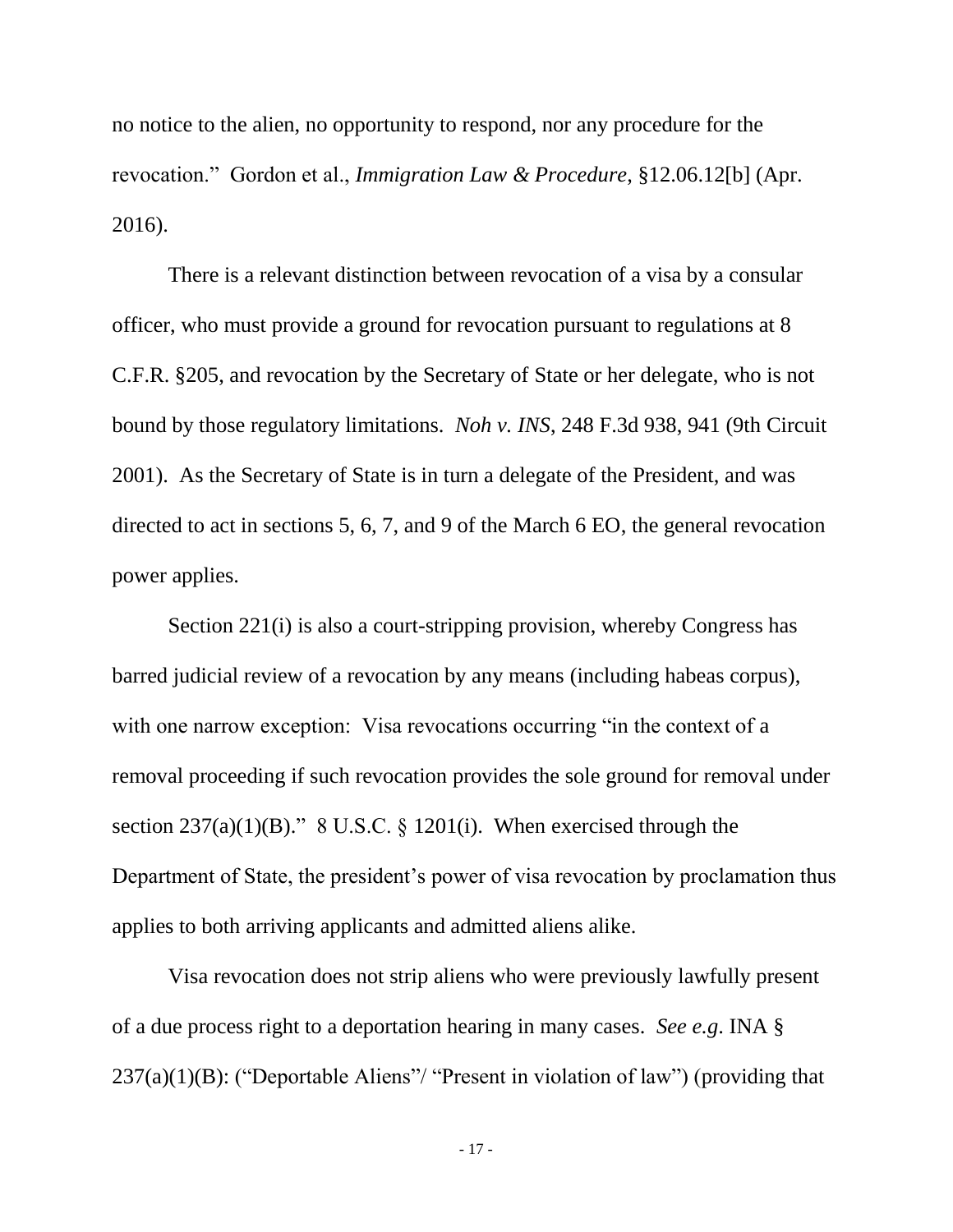no notice to the alien, no opportunity to respond, nor any procedure for the revocation." Gordon et al., *Immigration Law & Procedure*, §12.06.12[b] (Apr. 2016).

There is a relevant distinction between revocation of a visa by a consular officer, who must provide a ground for revocation pursuant to regulations at 8 C.F.R. §205, and revocation by the Secretary of State or her delegate, who is not bound by those regulatory limitations. *Noh v. INS*, 248 F.3d 938, 941 (9th Circuit 2001). As the Secretary of State is in turn a delegate of the President, and was directed to act in sections 5, 6, 7, and 9 of the March 6 EO, the general revocation power applies.

Section 221(i) is also a court-stripping provision, whereby Congress has barred judicial review of a revocation by any means (including habeas corpus), with one narrow exception: Visa revocations occurring "in the context of a removal proceeding if such revocation provides the sole ground for removal under section 237(a)(1)(B)." 8 U.S.C. § 1201(i). When exercised through the Department of State, the president's power of visa revocation by proclamation thus applies to both arriving applicants and admitted aliens alike.

Visa revocation does not strip aliens who were previously lawfully present of a due process right to a deportation hearing in many cases. *See e.g*. INA § 237(a)(1)(B): ("Deportable Aliens"/ "Present in violation of law") (providing that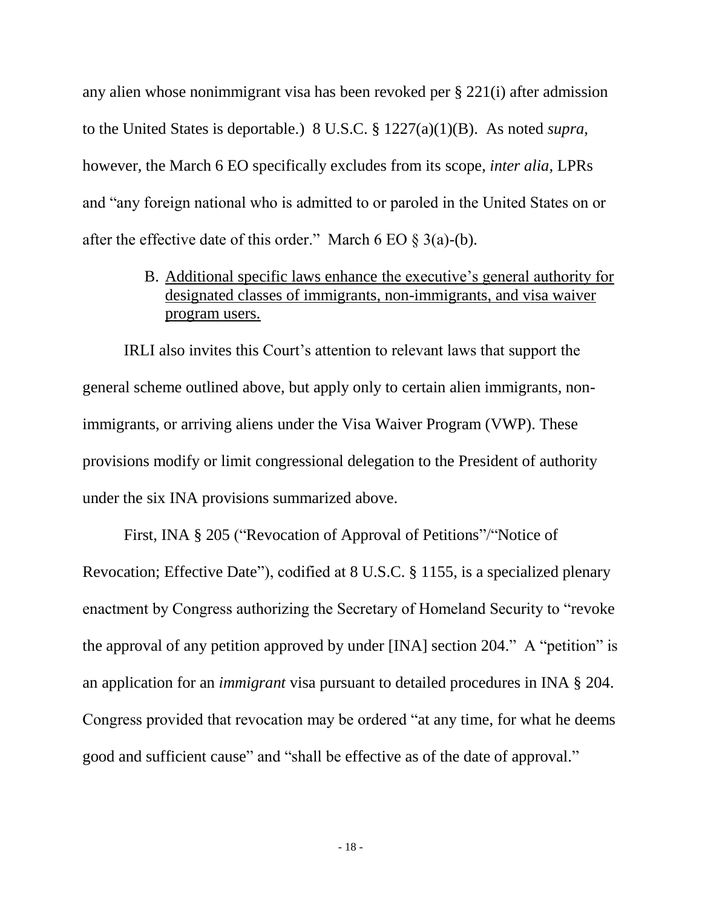any alien whose nonimmigrant visa has been revoked per § 221(i) after admission to the United States is deportable.) 8 U.S.C. § 1227(a)(1)(B). As noted *supra*, however, the March 6 EO specifically excludes from its scope, *inter alia*, LPRs and "any foreign national who is admitted to or paroled in the United States on or after the effective date of this order." March 6 EO § 3(a)-(b).

B. <u>Additional specific laws enhance the executive's general authority for designated classes of immigrants, non-immigrants, and visa waiver program users.</u>

IRLI also invites this Court's attention to relevant laws that support the general scheme outlined above, but apply only to certain alien immigrants, non-immigrants, or arriving aliens under the Visa Waiver Program (VWP). These provisions modify or limit congressional delegation to the President of authority under the six INA provisions summarized above.

First, INA § 205 ("Revocation of Approval of Petitions"/"Notice of Revocation; Effective Date"), codified at 8 U.S.C. § 1155, is a specialized plenary enactment by Congress authorizing the Secretary of Homeland Security to "revoke the approval of any petition approved by under [INA] section 204." A "petition" is an application for an *immigrant* visa pursuant to detailed procedures in INA § 204. Congress provided that revocation may be ordered "at any time, for what he deems good and sufficient cause" and "shall be effective as of the date of approval."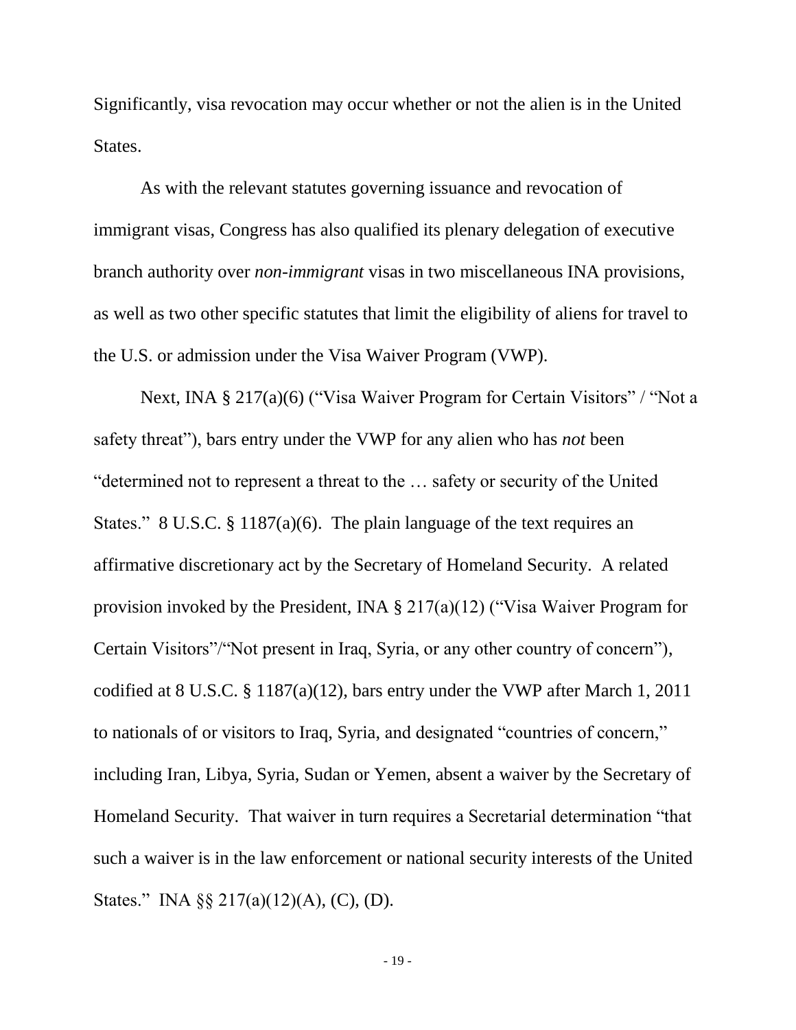Significantly, visa revocation may occur whether or not the alien is in the United States.

As with the relevant statutes governing issuance and revocation of immigrant visas, Congress has also qualified its plenary delegation of executive branch authority over *non-immigrant* visas in two miscellaneous INA provisions, as well as two other specific statutes that limit the eligibility of aliens for travel to the U.S. or admission under the Visa Waiver Program (VWP).

Next, INA § 217(a)(6) ("Visa Waiver Program for Certain Visitors" / "Not a safety threat"), bars entry under the VWP for any alien who has *not* been "determined not to represent a threat to the … safety or security of the United States." 8 U.S.C. § 1187(a)(6). The plain language of the text requires an affirmative discretionary act by the Secretary of Homeland Security. A related provision invoked by the President, INA § 217(a)(12) ("Visa Waiver Program for Certain Visitors"/"Not present in Iraq, Syria, or any other country of concern"), codified at 8 U.S.C. § 1187(a)(12), bars entry under the VWP after March 1, 2011 to nationals of or visitors to Iraq, Syria, and designated "countries of concern," including Iran, Libya, Syria, Sudan or Yemen, absent a waiver by the Secretary of Homeland Security. That waiver in turn requires a Secretarial determination "that such a waiver is in the law enforcement or national security interests of the United States." INA §§ 217(a)(12)(A), (C), (D).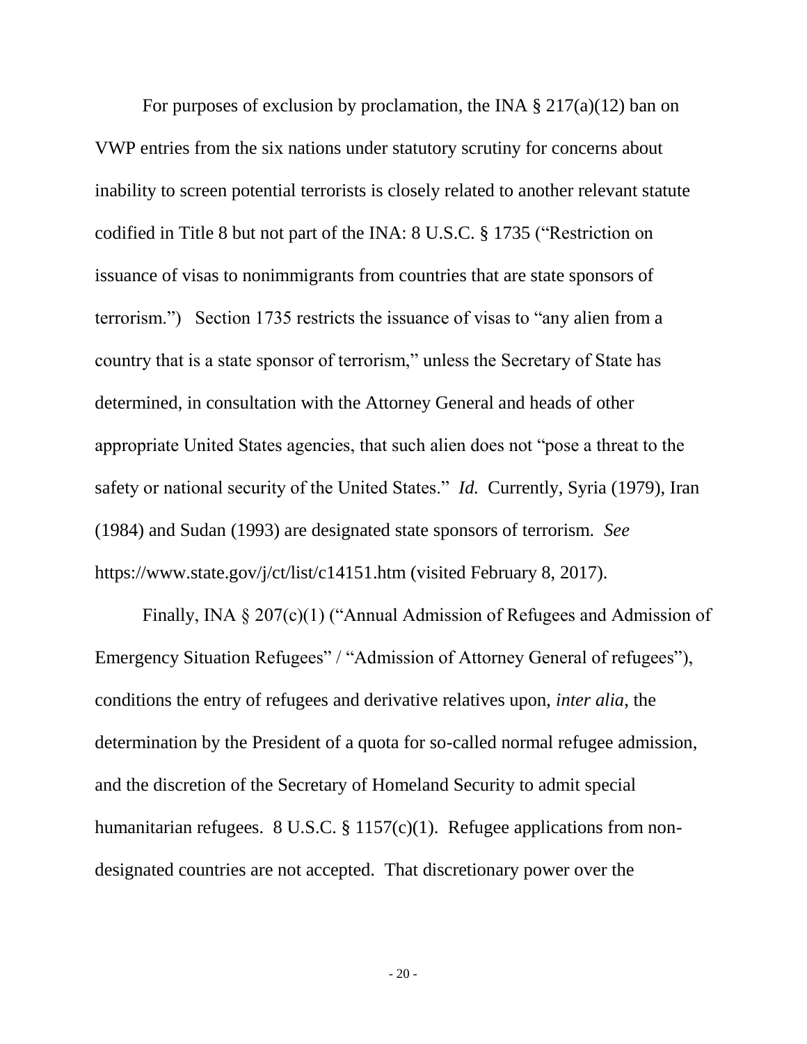For purposes of exclusion by proclamation, the INA § 217(a)(12) ban on VWP entries from the six nations under statutory scrutiny for concerns about inability to screen potential terrorists is closely related to another relevant statute codified in Title 8 but not part of the INA: 8 U.S.C. § 1735 ("Restriction on issuance of visas to nonimmigrants from countries that are state sponsors of terrorism.") Section 1735 restricts the issuance of visas to "any alien from a country that is a state sponsor of terrorism," unless the Secretary of State has determined, in consultation with the Attorney General and heads of other appropriate United States agencies, that such alien does not "pose a threat to the safety or national security of the United States." *Id.* Currently, Syria (1979), Iran (1984) and Sudan (1993) are designated state sponsors of terrorism. *See* https://www.state.gov/j/ct/list/c14151.htm (visited February 8, 2017).

Finally, INA § 207(c)(1) ("Annual Admission of Refugees and Admission of Emergency Situation Refugees" / "Admission of Attorney General of refugees"), conditions the entry of refugees and derivative relatives upon, *inter alia*, the determination by the President of a quota for so-called normal refugee admission, and the discretion of the Secretary of Homeland Security to admit special humanitarian refugees. 8 U.S.C. § 1157(c)(1). Refugee applications from non-designated countries are not accepted. That discretionary power over the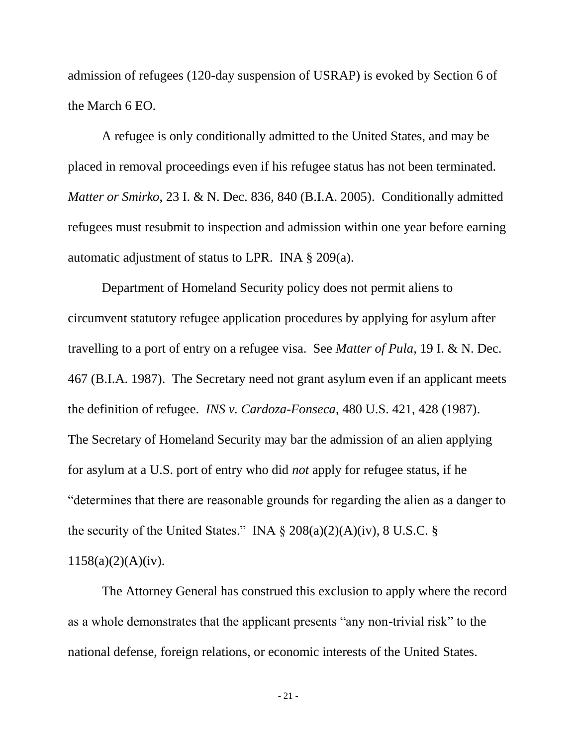admission of refugees (120-day suspension of USRAP) is evoked by Section 6 of the March 6 EO.

A refugee is only conditionally admitted to the United States, and may be placed in removal proceedings even if his refugee status has not been terminated. *Matter or Smirko*, 23 I. & N. Dec. 836, 840 (B.I.A. 2005). Conditionally admitted refugees must resubmit to inspection and admission within one year before earning automatic adjustment of status to LPR. INA § 209(a).

Department of Homeland Security policy does not permit aliens to circumvent statutory refugee application procedures by applying for asylum after travelling to a port of entry on a refugee visa. See *Matter of Pula*, 19 I. & N. Dec. 467 (B.I.A. 1987). The Secretary need not grant asylum even if an applicant meets the definition of refugee. *INS v. Cardoza-Fonseca*, 480 U.S. 421, 428 (1987). The Secretary of Homeland Security may bar the admission of an alien applying for asylum at a U.S. port of entry who did *not* apply for refugee status, if he "determines that there are reasonable grounds for regarding the alien as a danger to the security of the United States." INA § 208(a)(2)(A)(iv), 8 U.S.C. § 1158(a)(2)(A)(iv).

The Attorney General has construed this exclusion to apply where the record as a whole demonstrates that the applicant presents "any non-trivial risk" to the national defense, foreign relations, or economic interests of the United States.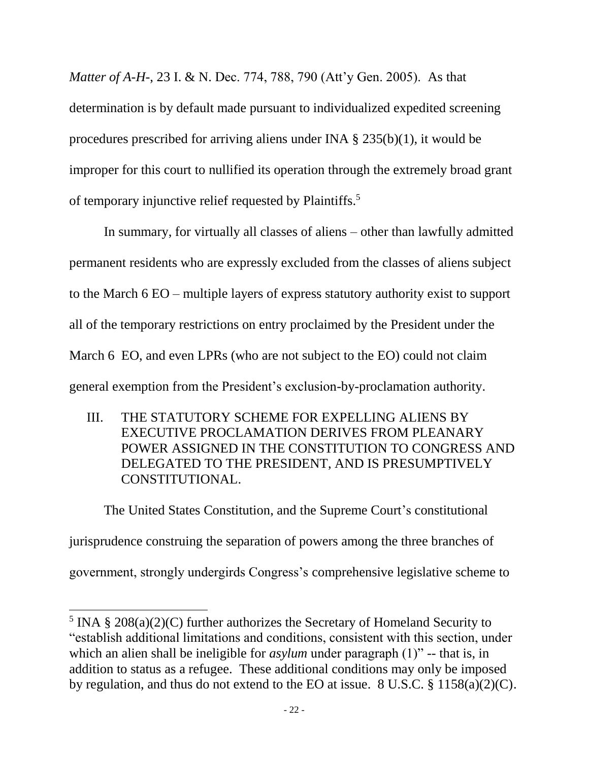*Matter of A-H-*, 23 I. & N. Dec. 774, 788, 790 (Att'y Gen. 2005). As that determination is by default made pursuant to individualized expedited screening procedures prescribed for arriving aliens under INA § 235(b)(1), it would be improper for this court to nullified its operation through the extremely broad grant of temporary injunctive relief requested by Plaintiffs.[5]

In summary, for virtually all classes of aliens – other than lawfully admitted permanent residents who are expressly excluded from the classes of aliens subject to the March 6 EO – multiple layers of express statutory authority exist to support all of the temporary restrictions on entry proclaimed by the President under the March 6 EO, and even LPRs (who are not subject to the EO) could not claim general exemption from the President's exclusion-by-proclamation authority.

## III. THE STATUTORY SCHEME FOR EXPELLING ALIENS BY EXECUTIVE PROCLAMATION DERIVES FROM PLEANARY POWER ASSIGNED IN THE CONSTITUTION TO CONGRESS AND DELEGATED TO THE PRESIDENT, AND IS PRESUMPTIVELY CONSTITUTIONAL.

The United States Constitution, and the Supreme Court's constitutional jurisprudence construing the separation of powers among the three branches of government, strongly undergirds Congress's comprehensive legislative scheme to

---

[5] INA § 208(a)(2)(C) further authorizes the Secretary of Homeland Security to "establish additional limitations and conditions, consistent with this section, under which an alien shall be ineligible for *asylum* under paragraph (1)" -- that is, in addition to status as a refugee. These additional conditions may only be imposed by regulation, and thus do not extend to the EO at issue. 8 U.S.C. § 1158(a)(2)(C).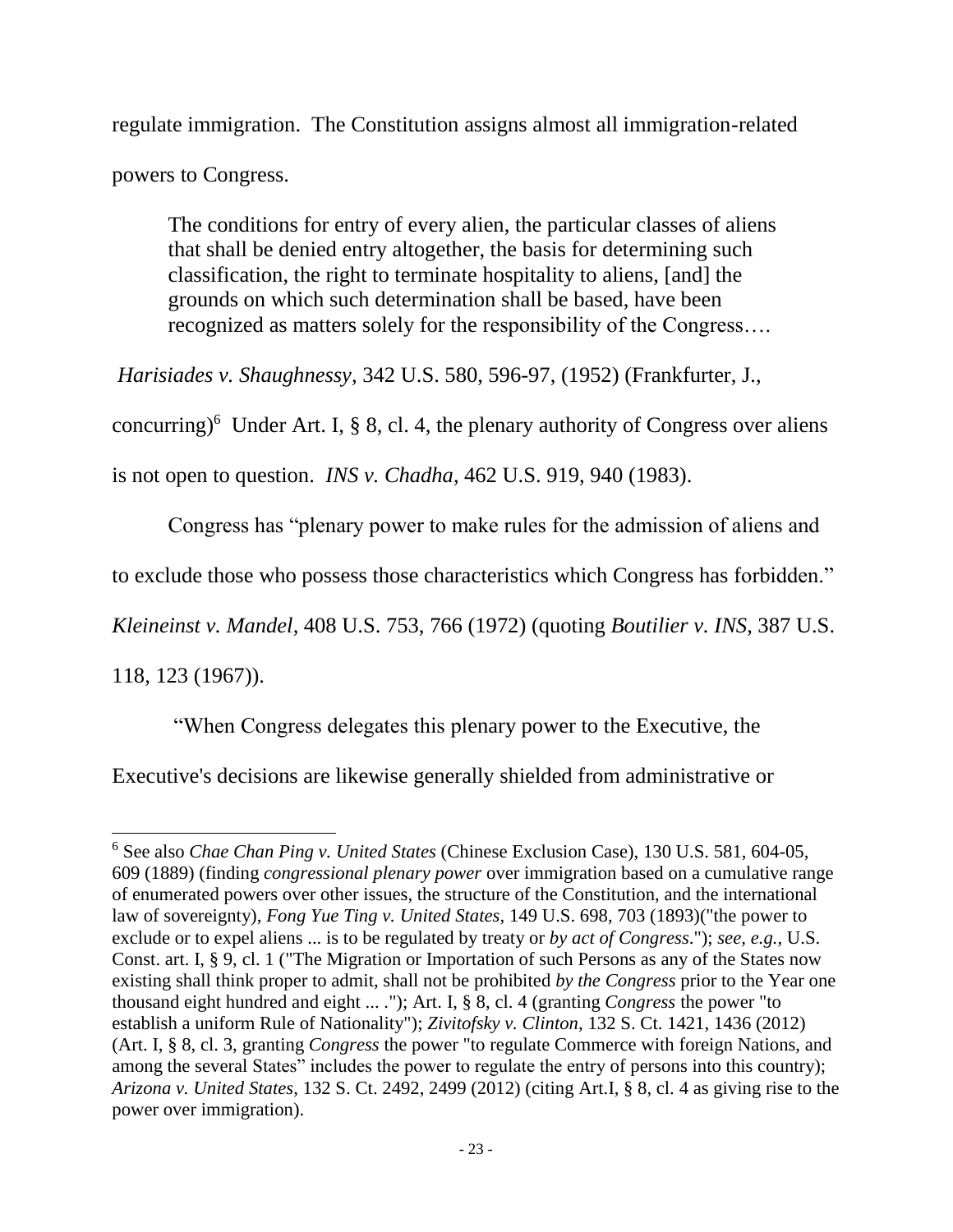regulate immigration. The Constitution assigns almost all immigration-related powers to Congress.

> The conditions for entry of every alien, the particular classes of aliens that shall be denied entry altogether, the basis for determining such classification, the right to terminate hospitality to aliens, [and] the grounds on which such determination shall be based, have been recognized as matters solely for the responsibility of the Congress….

*Harisiades v. Shaughnessy*, 342 U.S. 580, 596-97, (1952) (Frankfurter, J., concurring)[6] Under Art. I, § 8, cl. 4, the plenary authority of Congress over aliens is not open to question. *INS v. Chadha*, 462 U.S. 919, 940 (1983).

Congress has "plenary power to make rules for the admission of aliens and to exclude those who possess those characteristics which Congress has forbidden." *Kleineinst v. Mandel*, 408 U.S. 753, 766 (1972) (quoting *Boutilier v. INS*, 387 U.S. 118, 123 (1967)).

"When Congress delegates this plenary power to the Executive, the Executive's decisions are likewise generally shielded from administrative or

---

[6] See also *Chae Chan Ping v. United States* (Chinese Exclusion Case), 130 U.S. 581, 604-05, 609 (1889) (finding *congressional plenary power* over immigration based on a cumulative range of enumerated powers over other issues, the structure of the Constitution, and the international law of sovereignty), *Fong Yue Ting v. United States*, 149 U.S. 698, 703 (1893)("the power to exclude or to expel aliens ... is to be regulated by treaty or *by act of Congress*."); *see, e.g.*, U.S. Const. art. I, § 9, cl. 1 ("The Migration or Importation of such Persons as any of the States now existing shall think proper to admit, shall not be prohibited *by the Congress* prior to the Year one thousand eight hundred and eight ... ."); Art. I, § 8, cl. 4 (granting *Congress* the power "to establish a uniform Rule of Nationality"); *Zivitofsky v. Clinton*, 132 S. Ct. 1421, 1436 (2012) (Art. I, § 8, cl. 3, granting *Congress* the power "to regulate Commerce with foreign Nations, and among the several States" includes the power to regulate the entry of persons into this country); *Arizona v. United States*, 132 S. Ct. 2492, 2499 (2012) (citing Art.I, § 8, cl. 4 as giving rise to the power over immigration).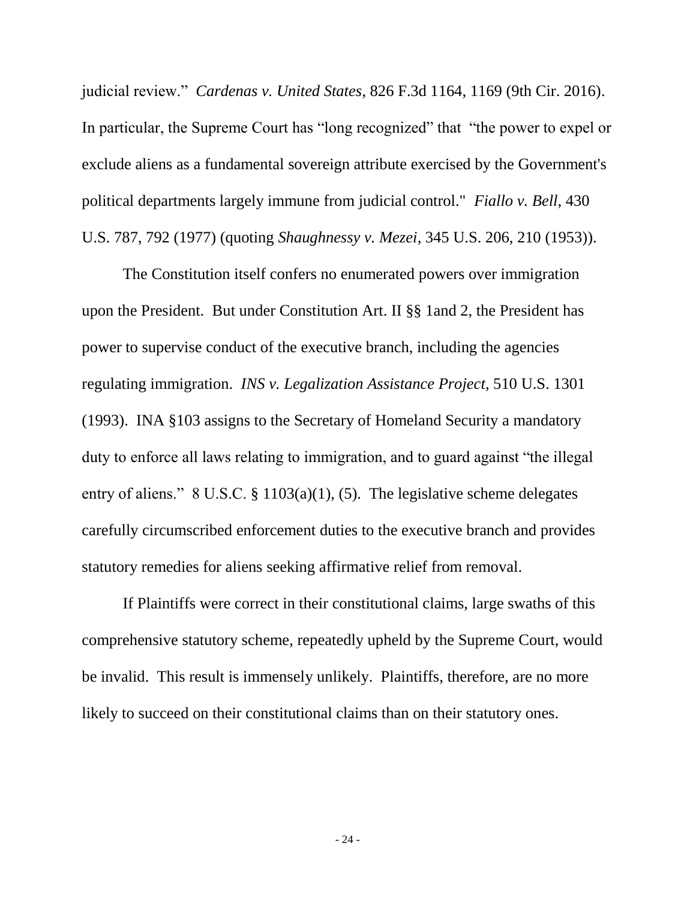judicial review." *Cardenas v. United States*, 826 F.3d 1164, 1169 (9th Cir. 2016). In particular, the Supreme Court has "long recognized" that "the power to expel or exclude aliens as a fundamental sovereign attribute exercised by the Government's political departments largely immune from judicial control." *Fiallo v. Bell*, 430 U.S. 787, 792 (1977) (quoting *Shaughnessy v. Mezei*, 345 U.S. 206, 210 (1953)).

The Constitution itself confers no enumerated powers over immigration upon the President. But under Constitution Art. II §§ 1and 2, the President has power to supervise conduct of the executive branch, including the agencies regulating immigration. *INS v. Legalization Assistance Project*, 510 U.S. 1301 (1993). INA §103 assigns to the Secretary of Homeland Security a mandatory duty to enforce all laws relating to immigration, and to guard against "the illegal entry of aliens." 8 U.S.C. § 1103(a)(1), (5). The legislative scheme delegates carefully circumscribed enforcement duties to the executive branch and provides statutory remedies for aliens seeking affirmative relief from removal.

If Plaintiffs were correct in their constitutional claims, large swaths of this comprehensive statutory scheme, repeatedly upheld by the Supreme Court, would be invalid. This result is immensely unlikely. Plaintiffs, therefore, are no more likely to succeed on their constitutional claims than on their statutory ones.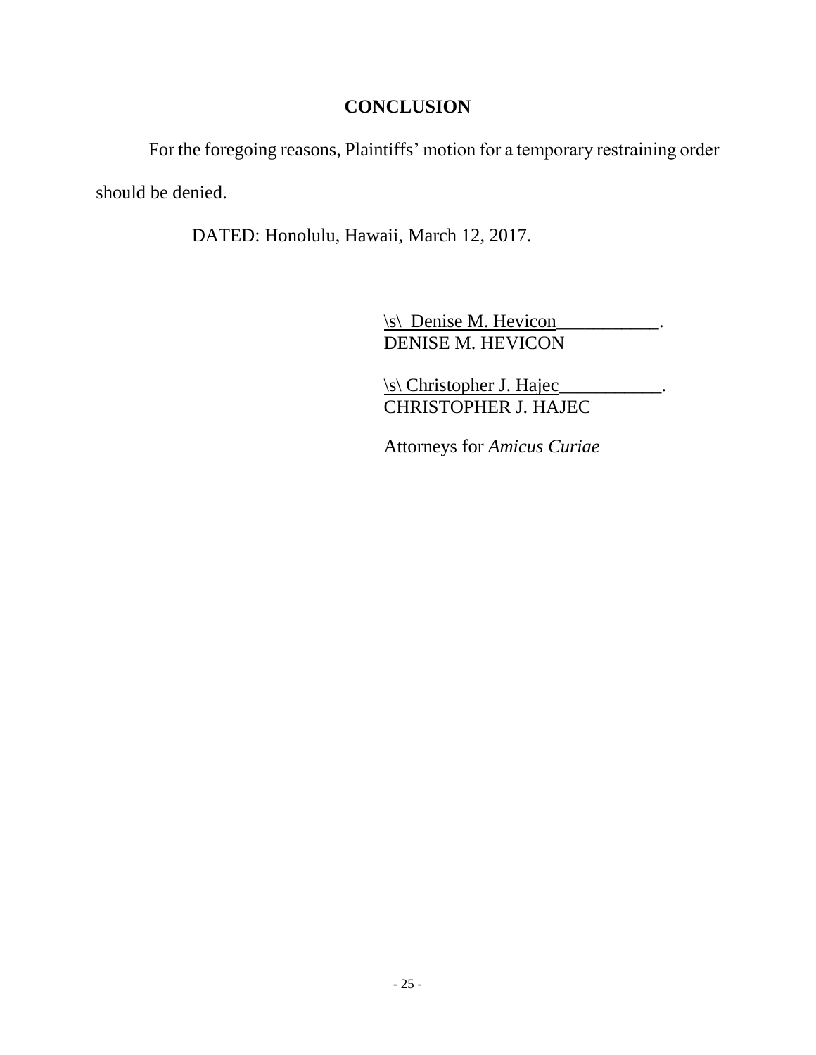## CONCLUSION

For the foregoing reasons, Plaintiffs' motion for a temporary restraining order should be denied.

DATED: Honolulu, Hawaii, March 12, 2017.

\s\ Denise M. Hevicon___________.
DENISE M. HEVICON

\s\ Christopher J. Hajec___________.
CHRISTOPHER J. HAJEC

Attorneys for *Amicus Curiae*